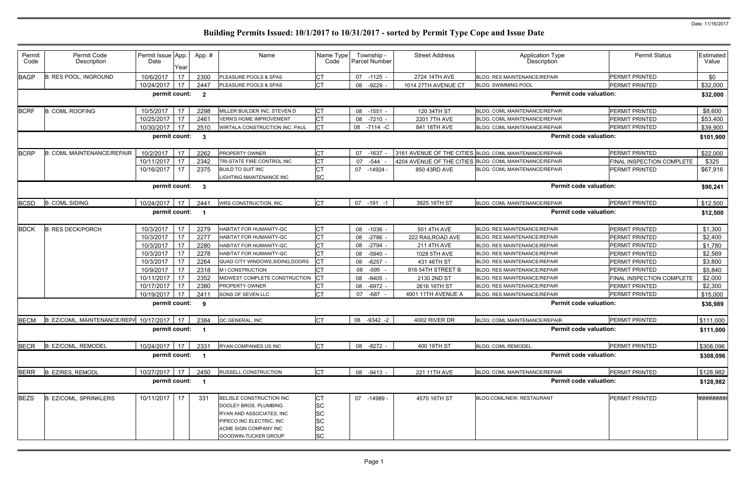Date: 11/16/2017

# Building Permits Issued: 10/1/2017 to 10/31/2017 - sorted by Permit Type Cope and Issue Date

| Permit Code | Permit Code Description | Permit Issue Date | App. Year | App. # | Name | Name Type Code | Township - Parcel Number | Street Address | Application Type Description | Permit Status | Estimated Value |
|---|---|---|---|---|---|---|---|---|---|---|---|
| BAGP | B: RES POOL, INGROUND | 10/6/2017 | 17 | 2300 | PLEASURE POOLS & SPAS | CT | 07 -1125 - | 2724 14TH AVE | BLDG: RES MAINTENANCE/REPAIR | PERMIT PRINTED | $0 |
| | | 10/24/2017 | 17 | 2447 | PLEASURE POOLS & SPAS | CT | 08 -9229 - | 1014 27TH AVENUE CT | BLDG: SWIMMING POOL | PERMIT PRINTED | $32,000 |
| | | permit count: | | 2 | | | | | Permit code valuation: | | $32,000 |
| BCRF | B: COML ROOFING | 10/5/2017 | 17 | 2298 | MILLER BUILDER INC, STEVEN D | CT | 08 -1551 - | 120 34TH ST | BLDG: COML MAINTENANCE/REPAIR | PERMIT PRINTED | $8,600 |
| | | 10/25/2017 | 17 | 2461 | VERN'S HOME IMPROVEMENT | CT | 08 -7210 - | 2201 7TH AVE | BLDG: COML MAINTENANCE/REPAIR | PERMIT PRINTED | $53,400 |
| | | 10/30/2017 | 17 | 2510 | WIRTALA CONSTRUCTION INC, PAUL | CT | 08 -7114 -C | 841 18TH AVE | BLDG: COML MAINTENANCE/REPAIR | PERMIT PRINTED | $39,900 |
| | | permit count: | | 3 | | | | | Permit code valuation: | | $101,900 |
| BCRP | B: COML MAINTENANCE/REPAIR | 10/2/2017 | 17 | 2262 | PROPERTY OWNER | CT | 07 -1637 - | 3161 AVENUE OF THE CITIES | BLDG: COML MAINTENANCE/REPAIR | PERMIT PRINTED | $22,000 |
| | | 10/11/2017 | 17 | 2342 | TRI-STATE FIRE CONTROL INC | CT | 07 -544 - | 4204 AVENUE OF THE CITIES | BLDG: COML MAINTENANCE/REPAIR | FINAL INSPECTION COMPLETE | $325 |
| | | 10/16/2017 | 17 | 2375 | BUILD TO SUIT INC<br>LIGHTING MAINTENANCE INC | CT<br>SC | 07 -14924 - | 850 43RD AVE | BLDG: COML MAINTENANCE/REPAIR | PERMIT PRINTED | $67,916 |
| | | permit count: | | 3 | | | | | Permit code valuation: | | $90,241 |
| BCSD | B: COML SIDING | 10/24/2017 | 17 | 2441 | WRS CONSTRUCTION, INC | CT | 07 -191 -1 | 3925 16TH ST | BLDG: COML MAINTENANCE/REPAIR | PERMIT PRINTED | $12,500 |
| | | permit count: | | 1 | | | | | Permit code valuation: | | $12,500 |
| BDCK | B: RES DECK/PORCH | 10/3/2017 | 17 | 2279 | HABITAT FOR HUMANITY-QC | CT | 08 -1036 - | 501 4TH AVE | BLDG: RES MAINTENANCE/REPAIR | PERMIT PRINTED | $1,300 |
| | | 10/3/2017 | 17 | 2277 | HABITAT FOR HUMANITY-QC | CT | 08 -2786 - | 222 RAILROAD AVE | BLDG: RES MAINTENANCE/REPAIR | PERMIT PRINTED | $2,400 |
| | | 10/3/2017 | 17 | 2280 | HABITAT FOR HUMANITY-QC | CT | 08 -2794 - | 211 4TH AVE | BLDG: RES MAINTENANCE/REPAIR | PERMIT PRINTED | $1,780 |
| | | 10/3/2017 | 17 | 2278 | HABITAT FOR HUMANITY-QC | CT | 08 -5940 - | 1028 5TH AVE | BLDG: RES MAINTENANCE/REPAIR | PERMIT PRINTED | $2,569 |
| | | 10/3/2017 | 17 | 2264 | QUAD CITY WINDOWS,SIDING,DOORS | CT | 08 -6257 - | 431 46TH ST | BLDG: RES MAINTENANCE/REPAIR | PERMIT PRINTED | $3,800 |
| | | 10/9/2017 | 17 | 2318 | M I CONSTRUCTION | CT | 08 -595 - | 816 54TH STREET B | BLDG: RES MAINTENANCE/REPAIR | PERMIT PRINTED | $5,840 |
| | | 10/11/2017 | 17 | 2352 | MIDWEST COMPLETE CONSTRUCTION | CT | 08 -8405 - | 2130 2ND ST | BLDG: RES MAINTENANCE/REPAIR | FINAL INSPECTION COMPLETE | $2,000 |
| | | 10/17/2017 | 17 | 2380 | PROPERTY OWNER | CT | 08 -6972 - | 2616 16TH ST | BLDG: RES MAINTENANCE/REPAIR | PERMIT PRINTED | $2,300 |
| | | 10/19/2017 | 17 | 2411 | SONS OF SEVEN LLC | CT | 07 -687 - | 4901 11TH AVENUE A | BLDG: RES MAINTENANCE/REPAIR | PERMIT PRINTED | $15,000 |
| | | permit count: | | 9 | | | | | Permit code valuation: | | $36,989 |
| BECM | B: EZ/COML, MAINTENANCE/REPA | 10/17/2017 | 17 | 2384 | QC GENERAL, INC | CT | 08 -9342 -2 | 4002 RIVER DR | BLDG: COML MAINTENANCE/REPAIR | PERMIT PRINTED | $111,000 |
| | | permit count: | | 1 | | | | | Permit code valuation: | | $111,000 |
| BECR | B: EZ/COML, REMODEL | 10/24/2017 | 17 | 2331 | RYAN COMPANIES US INC | CT | 08 -8272 - | 400 19TH ST | BLDG: COML REMODEL | PERMIT PRINTED | $308,096 |
| | | permit count: | | 1 | | | | | Permit code valuation: | | $308,096 |
| BERR | B: EZ/RES, REMODL | 10/27/2017 | 17 | 2450 | RUSSELL CONSTRUCTION | CT | 08 -9413 - | 221 11TH AVE | BLDG: COML MAINTENANCE/REPAIR | PERMIT PRINTED | $128,982 |
| | | permit count: | | 1 | | | | | Permit code valuation: | | $128,982 |
| BEZS | B: EZ/COML, SPRINKLERS | 10/11/2017 | 17 | 331 | BELISLE CONSTRUCTION INC<br>DOOLEY BROS. PLUMBING<br>RYAN AND ASSOCIATES, INC<br>PIPECO INC ELECTRIC, INC<br>ACME SIGN COMPANY INC<br>GOODWIN-TUCKER GROUP | CT<br>SC<br>SC<br>SC<br>SC<br>SC | 07 -14989 - | 4570 16TH ST | BLDG:COML/NEW, RESTAURANT | PERMIT PRINTED | ######### |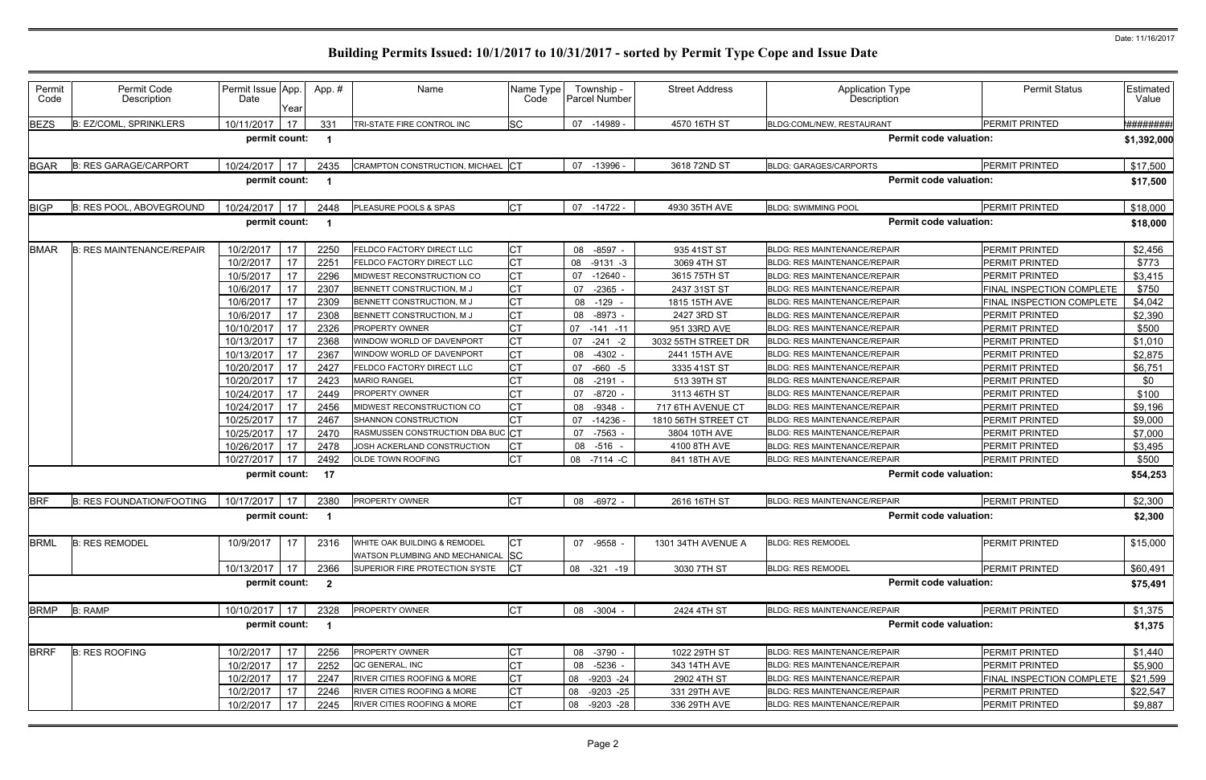Date: 11/16/2017

# Building Permits Issued: 10/1/2017 to 10/31/2017 - sorted by Permit Type Cope and Issue Date

| Permit Code | Permit Code Description | Permit Issue Date | App. Year | Appl. # | Name | Name Type Code | Township - Parcel Number | Street Address | Application Type Description | Permit Status | Estimated Value |
|---|---|---|---|---|---|---|---|---|---|---|---|
| BEZS | B: EZ/COML, SPRINKLERS | 10/11/2017 | 17 | 331 | TRI-STATE FIRE CONTROL INC | SC | 07 -14989 - | 4570 16TH ST | BLDG:COML/NEW, RESTAURANT | PERMIT PRINTED | ######## |
| | | permit count: | | 1 | | | | | Permit code valuation: | | $1,392,000 |
| BGAR | B: RES GARAGE/CARPORT | 10/24/2017 | 17 | 2435 | CRAMPTON CONSTRUCTION, MICHAEL | CT | 07 -13996 - | 3618 72ND ST | BLDG: GARAGES/CARPORTS | PERMIT PRINTED | $17,500 |
| | | permit count: | | 1 | | | | | Permit code valuation: | | $17,500 |
| BIGP | B: RES POOL, ABOVEGROUND | 10/24/2017 | 17 | 2448 | PLEASURE POOLS & SPAS | CT | 07 -14722 - | 4930 35TH AVE | BLDG: SWIMMING POOL | PERMIT PRINTED | $18,000 |
| | | permit count: | | 1 | | | | | Permit code valuation: | | $18,000 |
| BMAR | B: RES MAINTENANCE/REPAIR | 10/2/2017 | 17 | 2250 | FELDCO FACTORY DIRECT LLC | CT | 08 -8597 - | 935 41ST ST | BLDG: RES MAINTENANCE/REPAIR | PERMIT PRINTED | $2,456 |
| | | 10/2/2017 | 17 | 2251 | FELDCO FACTORY DIRECT LLC | CT | 08 -9131 -3 | 3069 4TH ST | BLDG: RES MAINTENANCE/REPAIR | PERMIT PRINTED | $773 |
| | | 10/5/2017 | 17 | 2296 | MIDWEST RECONSTRUCTION CO | CT | 07 -12640 - | 3615 75TH ST | BLDG: RES MAINTENANCE/REPAIR | PERMIT PRINTED | $3,415 |
| | | 10/6/2017 | 17 | 2307 | BENNETT CONSTRUCTION, M J | CT | 07 -2365 - | 2437 31ST ST | BLDG: RES MAINTENANCE/REPAIR | FINAL INSPECTION COMPLETE | $750 |
| | | 10/6/2017 | 17 | 2309 | BENNETT CONSTRUCTION, M J | CT | 08 -129 - | 1815 15TH AVE | BLDG: RES MAINTENANCE/REPAIR | FINAL INSPECTION COMPLETE | $4,042 |
| | | 10/6/2017 | 17 | 2308 | BENNETT CONSTRUCTION, M J | CT | 08 -8973 - | 2427 3RD ST | BLDG: RES MAINTENANCE/REPAIR | PERMIT PRINTED | $2,390 |
| | | 10/10/2017 | 17 | 2326 | PROPERTY OWNER | CT | 07 -141 -11 | 951 33RD AVE | BLDG: RES MAINTENANCE/REPAIR | PERMIT PRINTED | $500 |
| | | 10/13/2017 | 17 | 2368 | WINDOW WORLD OF DAVENPORT | CT | 07 -241 -2 | 3032 55TH STREET DR | BLDG: RES MAINTENANCE/REPAIR | PERMIT PRINTED | $1,010 |
| | | 10/13/2017 | 17 | 2367 | WINDOW WORLD OF DAVENPORT | CT | 08 -4302 - | 2441 15TH AVE | BLDG: RES MAINTENANCE/REPAIR | PERMIT PRINTED | $2,875 |
| | | 10/20/2017 | 17 | 2427 | FELDCO FACTORY DIRECT LLC | CT | 07 -660 -5 | 3335 41ST ST | BLDG: RES MAINTENANCE/REPAIR | PERMIT PRINTED | $6,751 |
| | | 10/20/2017 | 17 | 2423 | MARIO RANGEL | CT | 08 -2191 - | 513 39TH ST | BLDG: RES MAINTENANCE/REPAIR | PERMIT PRINTED | $0 |
| | | 10/24/2017 | 17 | 2449 | PROPERTY OWNER | CT | 07 -8720 - | 3113 46TH ST | BLDG: RES MAINTENANCE/REPAIR | PERMIT PRINTED | $100 |
| | | 10/24/2017 | 17 | 2456 | MIDWEST RECONSTRUCTION CO | CT | 08 -9348 - | 717 6TH AVENUE CT | BLDG: RES MAINTENANCE/REPAIR | PERMIT PRINTED | $9,196 |
| | | 10/25/2017 | 17 | 2467 | SHANNON CONSTRUCTION | CT | 07 -14236 - | 1810 56TH STREET CT | BLDG: RES MAINTENANCE/REPAIR | PERMIT PRINTED | $9,000 |
| | | 10/25/2017 | 17 | 2470 | RASMUSSEN CONSTRUCTION DBA BUC | CT | 07 -7563 - | 3804 10TH AVE | BLDG: RES MAINTENANCE/REPAIR | PERMIT PRINTED | $7,000 |
| | | 10/26/2017 | 17 | 2478 | JOSH ACKERLAND CONSTRUCTION | CT | 08 -516 - | 4100 8TH AVE | BLDG: RES MAINTENANCE/REPAIR | PERMIT PRINTED | $3,495 |
| | | 10/27/2017 | 17 | 2492 | OLDE TOWN ROOFING | CT | 08 -7114 -C | 841 18TH AVE | BLDG: RES MAINTENANCE/REPAIR | PERMIT PRINTED | $500 |
| | | permit count: | | 17 | | | | | Permit code valuation: | | $54,253 |
| BRF | B: RES FOUNDATION/FOOTING | 10/17/2017 | 17 | 2380 | PROPERTY OWNER | CT | 08 -6972 - | 2616 16TH ST | BLDG: RES MAINTENANCE/REPAIR | PERMIT PRINTED | $2,300 |
| | | permit count: | | 1 | | | | | Permit code valuation: | | $2,300 |
| BRML | B: RES REMODEL | 10/9/2017 | 17 | 2316 | WHITE OAK BUILDING & REMODEL<br>WATSON PLUMBING AND MECHANICAL | CT<br>SC | 07 -9558 - | 1301 34TH AVENUE A | BLDG: RES REMODEL | PERMIT PRINTED | $15,000 |
| | | 10/13/2017 | 17 | 2366 | SUPERIOR FIRE PROTECTION SYSTE | CT | 08 -321 -19 | 3030 7TH ST | BLDG: RES REMODEL | PERMIT PRINTED | $60,491 |
| | | permit count: | | 2 | | | | | Permit code valuation: | | $75,491 |
| BRMP | B: RAMP | 10/10/2017 | 17 | 2328 | PROPERTY OWNER | CT | 08 -3004 - | 2424 4TH ST | BLDG: RES MAINTENANCE/REPAIR | PERMIT PRINTED | $1,375 |
| | | permit count: | | 1 | | | | | Permit code valuation: | | $1,375 |
| BRRF | B: RES ROOFING | 10/2/2017 | 17 | 2256 | PROPERTY OWNER | CT | 08 -3790 - | 1022 29TH ST | BLDG: RES MAINTENANCE/REPAIR | PERMIT PRINTED | $1,440 |
| | | 10/2/2017 | 17 | 2252 | QC GENERAL, INC | CT | 08 -5236 - | 343 14TH AVE | BLDG: RES MAINTENANCE/REPAIR | PERMIT PRINTED | $5,900 |
| | | 10/2/2017 | 17 | 2247 | RIVER CITIES ROOFING & MORE | CT | 08 -9203 -24 | 2902 4TH ST | BLDG: RES MAINTENANCE/REPAIR | FINAL INSPECTION COMPLETE | $21,599 |
| | | 10/2/2017 | 17 | 2246 | RIVER CITIES ROOFING & MORE | CT | 08 -9203 -25 | 331 29TH AVE | BLDG: RES MAINTENANCE/REPAIR | PERMIT PRINTED | $22,547 |
| | | 10/2/2017 | 17 | 2245 | RIVER CITIES ROOFING & MORE | CT | 08 -9203 -28 | 336 29TH AVE | BLDG: RES MAINTENANCE/REPAIR | PERMIT PRINTED | $9,887 |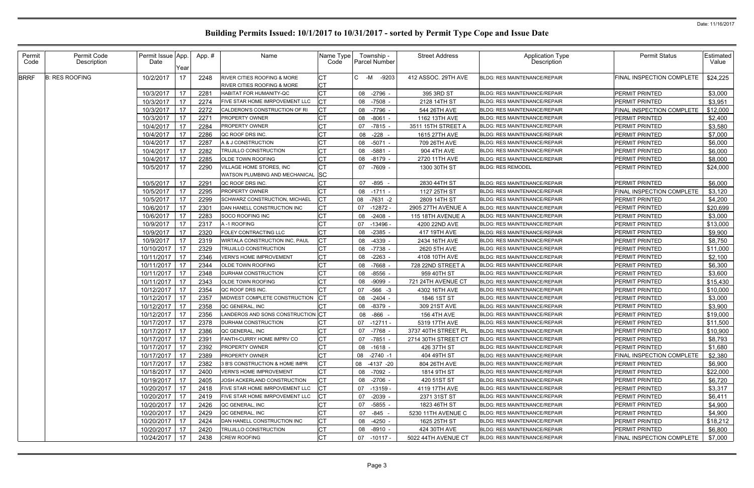Date: 11/16/2017

# Building Permits Issued: 10/1/2017 to 10/31/2017 - sorted by Permit Type Cope and Issue Date

| Permit Code | Permit Code Description | Permit Issue Date | App. Year | App. # | Name | Name Type Code | Township - Parcel Number | Street Address | Application Type Description | Permit Status | Estimated Value |
|---|---|---|---|---|---|---|---|---|---|---|---|
| BRRF | B: RES ROOFING | 10/2/2017 | 17 | 2248 | RIVER CITIES ROOFING & MORE<br>RIVER CITIES ROOFING & MORE | CT<br>CT | C -M -9203 | 412 ASSOC. 29TH AVE | BLDG: RES MAINTENANCE/REPAIR | FINAL INSPECTION COMPLETE | $24,225 |
| | | 10/3/2017 | 17 | 2281 | HABITAT FOR HUMANITY-QC | CT | 08 -2796 - | 395 3RD ST | BLDG: RES MAINTENANCE/REPAIR | PERMIT PRINTED | $3,000 |
| | | 10/3/2017 | 17 | 2274 | FIVE STAR HOME IMRPOVEMENT LLC | CT | 08 -7508 - | 2128 14TH ST | BLDG: RES MAINTENANCE/REPAIR | PERMIT PRINTED | $3,951 |
| | | 10/3/2017 | 17 | 2272 | CALDERON'S CONSTRUCTION OF RI | CT | 08 -7796 - | 544 26TH AVE | BLDG: RES MAINTENANCE/REPAIR | FINAL INSPECTION COMPLETE | $12,000 |
| | | 10/3/2017 | 17 | 2271 | PROPERTY OWNER | CT | 08 -8061 - | 1162 13TH AVE | BLDG: RES MAINTENANCE/REPAIR | PERMIT PRINTED | $2,400 |
| | | 10/4/2017 | 17 | 2284 | PROPERTY OWNER | CT | 07 -7815 - | 3511 15TH STREET A | BLDG: RES MAINTENANCE/REPAIR | PERMIT PRINTED | $3,580 |
| | | 10/4/2017 | 17 | 2286 | QC ROOF DRS INC. | CT | 08 -228 - | 1615 27TH AVE | BLDG: RES MAINTENANCE/REPAIR | PERMIT PRINTED | $7,000 |
| | | 10/4/2017 | 17 | 2287 | A & J CONSTRUCTION | CT | 08 -5071 - | 709 26TH AVE | BLDG: RES MAINTENANCE/REPAIR | PERMIT PRINTED | $6,000 |
| | | 10/4/2017 | 17 | 2282 | TRUJILLO CONSTRUCTION | CT | 08 -5881 - | 904 4TH AVE | BLDG: RES MAINTENANCE/REPAIR | PERMIT PRINTED | $6,000 |
| | | 10/4/2017 | 17 | 2285 | OLDE TOWN ROOFING | CT | 08 -8179 - | 2720 11TH AVE | BLDG: RES MAINTENANCE/REPAIR | PERMIT PRINTED | $8,000 |
| | | 10/5/2017 | 17 | 2290 | VILLAGE HOME STORES, INC<br>WATSON PLUMBING AND MECHANICAL | CT<br>SC | 07 -7609 - | 1300 30TH ST | BLDG: RES REMODEL | PERMIT PRINTED | $24,000 |
| | | 10/5/2017 | 17 | 2291 | QC ROOF DRS INC. | CT | 07 -895 - | 2830 44TH ST | BLDG: RES MAINTENANCE/REPAIR | PERMIT PRINTED | $6,000 |
| | | 10/5/2017 | 17 | 2295 | PROPERTY OWNER | CT | 08 -1711 - | 1127 25TH ST | BLDG: RES MAINTENANCE/REPAIR | FINAL INSPECTION COMPLETE | $3,120 |
| | | 10/5/2017 | 17 | 2299 | SCHWARZ CONSTRUCTION, MICHAEL | CT | 08 -7631 -2 | 2809 14TH ST | BLDG: RES MAINTENANCE/REPAIR | PERMIT PRINTED | $4,200 |
| | | 10/6/2017 | 17 | 2301 | DAN HANELL CONSTRUCTION INC | CT | 07 -12872 - | 2905 27TH AVENUE A | BLDG: RES MAINTENANCE/REPAIR | PERMIT PRINTED | $20,699 |
| | | 10/6/2017 | 17 | 2283 | SOCO ROOFING INC | CT | 08 -2408 - | 115 18TH AVENUE A | BLDG: RES MAINTENANCE/REPAIR | PERMIT PRINTED | $3,000 |
| | | 10/9/2017 | 17 | 2317 | A -1 ROOFING | CT | 07 -13496 - | 4200 22ND AVE | BLDG: RES MAINTENANCE/REPAIR | PERMIT PRINTED | $13,000 |
| | | 10/9/2017 | 17 | 2320 | FOLEY CONTRACTING LLC | CT | 08 -2385 - | 417 19TH AVE | BLDG: RES MAINTENANCE/REPAIR | PERMIT PRINTED | $9,900 |
| | | 10/9/2017 | 17 | 2319 | WIRTALA CONSTRUCTION INC, PAUL | CT | 08 -4339 - | 2434 16TH AVE | BLDG: RES MAINTENANCE/REPAIR | PERMIT PRINTED | $8,750 |
| | | 10/10/2017 | 17 | 2329 | TRUJILLO CONSTRUCTION | CT | 08 -7738 - | 2620 5TH AVE | BLDG: RES MAINTENANCE/REPAIR | PERMIT PRINTED | $11,000 |
| | | 10/11/2017 | 17 | 2346 | VERN'S HOME IMPROVEMENT | CT | 08 -2263 - | 4108 10TH AVE | BLDG: RES MAINTENANCE/REPAIR | PERMIT PRINTED | $2,100 |
| | | 10/11/2017 | 17 | 2344 | OLDE TOWN ROOFING | CT | 08 -7668 - | 728 22ND STREET A | BLDG: RES MAINTENANCE/REPAIR | PERMIT PRINTED | $6,300 |
| | | 10/11/2017 | 17 | 2348 | DURHAM CONSTRUCTION | CT | 08 -8556 - | 959 40TH ST | BLDG: RES MAINTENANCE/REPAIR | PERMIT PRINTED | $3,600 |
| | | 10/11/2017 | 17 | 2343 | OLDE TOWN ROOFING | CT | 08 -9099 - | 721 24TH AVENUE CT | BLDG: RES MAINTENANCE/REPAIR | PERMIT PRINTED | $15,430 |
| | | 10/12/2017 | 17 | 2354 | QC ROOF DRS INC. | CT | 07 -566 -3 | 4302 16TH AVE | BLDG: RES MAINTENANCE/REPAIR | PERMIT PRINTED | $10,000 |
| | | 10/12/2017 | 17 | 2357 | MIDWEST COMPLETE CONSTRUCTION | CT | 08 -2404 - | 1846 1ST ST | BLDG: RES MAINTENANCE/REPAIR | PERMIT PRINTED | $3,000 |
| | | 10/12/2017 | 17 | 2358 | QC GENERAL, INC | CT | 08 -8379 - | 309 21ST AVE | BLDG: RES MAINTENANCE/REPAIR | PERMIT PRINTED | $3,900 |
| | | 10/12/2017 | 17 | 2356 | LANDEROS AND SONS CONSTRUCTION | CT | 08 -866 - | 156 4TH AVE | BLDG: RES MAINTENANCE/REPAIR | PERMIT PRINTED | $19,000 |
| | | 10/17/2017 | 17 | 2378 | DURHAM CONSTRUCTION | CT | 07 -12711 - | 5319 17TH AVE | BLDG: RES MAINTENANCE/REPAIR | PERMIT PRINTED | $11,500 |
| | | 10/17/2017 | 17 | 2386 | QC GENERAL, INC | CT | 07 -7768 - | 3737 40TH STREET PL | BLDG: RES MAINTENANCE/REPAIR | PERMIT PRINTED | $10,900 |
| | | 10/17/2017 | 17 | 2391 | FANTH-CURRY HOME IMPRV CO | CT | 07 -7851 - | 2714 30TH STREET CT | BLDG: RES MAINTENANCE/REPAIR | PERMIT PRINTED | $8,793 |
| | | 10/17/2017 | 17 | 2392 | PROPERTY OWNER | CT | 08 -1618 - | 426 37TH ST | BLDG: RES MAINTENANCE/REPAIR | PERMIT PRINTED | $1,680 |
| | | 10/17/2017 | 17 | 2389 | PROPERTY OWNER | CT | 08 -2740 -1 | 404 49TH ST | BLDG: RES MAINTENANCE/REPAIR | FINAL INSPECTION COMPLETE | $2,380 |
| | | 10/17/2017 | 17 | 2382 | 3 B'S CONSTRUCTION & HOME IMPR | CT | 08 -4137 -20 | 804 26TH AVE | BLDG: RES MAINTENANCE/REPAIR | PERMIT PRINTED | $6,900 |
| | | 10/18/2017 | 17 | 2400 | VERN'S HOME IMPROVEMENT | CT | 08 -7092 - | 1814 9TH ST | BLDG: RES MAINTENANCE/REPAIR | PERMIT PRINTED | $22,000 |
| | | 10/19/2017 | 17 | 2405 | JOSH ACKERLAND CONSTRUCTION | CT | 08 -2706 - | 420 51ST ST | BLDG: RES MAINTENANCE/REPAIR | PERMIT PRINTED | $6,720 |
| | | 10/20/2017 | 17 | 2418 | FIVE STAR HOME IMRPOVEMENT LLC | CT | 07 -13159 - | 4119 17TH AVE | BLDG: RES MAINTENANCE/REPAIR | PERMIT PRINTED | $3,317 |
| | | 10/20/2017 | 17 | 2419 | FIVE STAR HOME IMRPOVEMENT LLC | CT | 07 -2039 - | 2371 31ST ST | BLDG: RES MAINTENANCE/REPAIR | PERMIT PRINTED | $6,411 |
| | | 10/20/2017 | 17 | 2426 | QC GENERAL, INC | CT | 07 -5855 - | 1823 46TH ST | BLDG: RES MAINTENANCE/REPAIR | PERMIT PRINTED | $4,900 |
| | | 10/20/2017 | 17 | 2429 | QC GENERAL, INC | CT | 07 -845 - | 5230 11TH AVENUE C | BLDG: RES MAINTENANCE/REPAIR | PERMIT PRINTED | $4,900 |
| | | 10/20/2017 | 17 | 2424 | DAN HANELL CONSTRUCTION INC | CT | 08 -4250 - | 1625 25TH ST | BLDG: RES MAINTENANCE/REPAIR | PERMIT PRINTED | $18,212 |
| | | 10/20/2017 | 17 | 2420 | TRUJILLO CONSTRUCTION | CT | 08 -8910 - | 424 30TH AVE | BLDG: RES MAINTENANCE/REPAIR | PERMIT PRINTED | $6,800 |
| | | 10/24/2017 | 17 | 2438 | CREW ROOFING | CT | 07 -10117 - | 5022 44TH AVENUE CT | BLDG: RES MAINTENANCE/REPAIR | FINAL INSPECTION COMPLETE | $7,000 |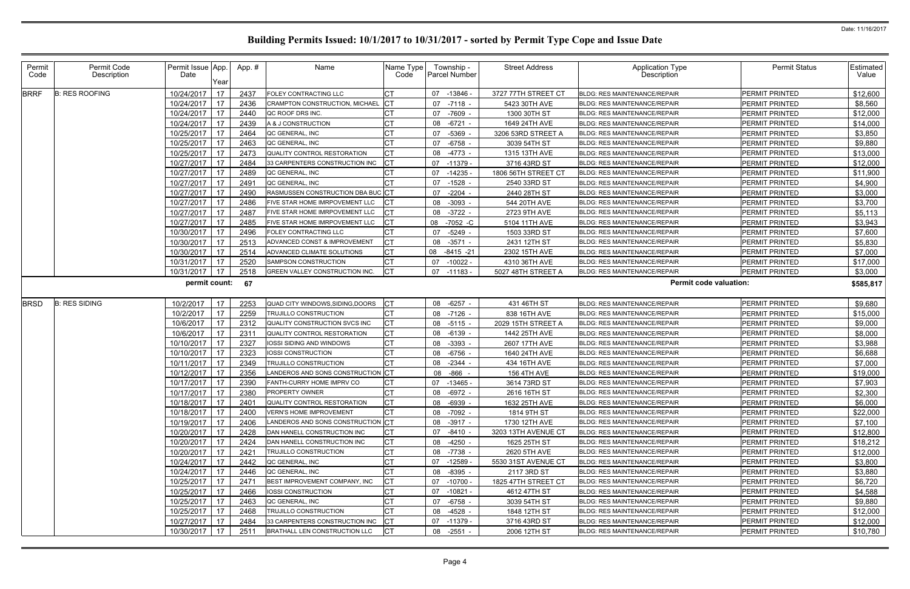Date: 11/16/2017

# Building Permits Issued: 10/1/2017 to 10/31/2017 - sorted by Permit Type Cope and Issue Date

| Permit Code | Permit Code Description | Permit Issue Date | App. Year | App. # | Name | Name Type Code | Township - Parcel Number | Street Address | Application Type Description | Permit Status | Estimated Value |
|---|---|---|---|---|---|---|---|---|---|---|---|
| BRRF | B: RES ROOFING | 10/24/2017 | 17 | 2437 | FOLEY CONTRACTING LLC | CT | 07 -13846 - | 3727 77TH STREET CT | BLDG: RES MAINTENANCE/REPAIR | PERMIT PRINTED | $12,600 |
| | | 10/24/2017 | 17 | 2436 | CRAMPTON CONSTRUCTION, MICHAEL | CT | 07 -7118 - | 5423 30TH AVE | BLDG: RES MAINTENANCE/REPAIR | PERMIT PRINTED | $8,560 |
| | | 10/24/2017 | 17 | 2440 | QC ROOF DRS INC. | CT | 07 -7609 - | 1300 30TH ST | BLDG: RES MAINTENANCE/REPAIR | PERMIT PRINTED | $12,000 |
| | | 10/24/2017 | 17 | 2439 | A & J CONSTRUCTION | CT | 08 -6721 - | 1649 24TH AVE | BLDG: RES MAINTENANCE/REPAIR | PERMIT PRINTED | $14,000 |
| | | 10/25/2017 | 17 | 2464 | QC GENERAL, INC | CT | 07 -5369 - | 3206 53RD STREET A | BLDG: RES MAINTENANCE/REPAIR | PERMIT PRINTED | $3,850 |
| | | 10/25/2017 | 17 | 2463 | QC GENERAL, INC | CT | 07 -6758 - | 3039 54TH ST | BLDG: RES MAINTENANCE/REPAIR | PERMIT PRINTED | $9,880 |
| | | 10/25/2017 | 17 | 2473 | QUALITY CONTROL RESTORATION | CT | 08 -4773 - | 1315 13TH AVE | BLDG: RES MAINTENANCE/REPAIR | PERMIT PRINTED | $13,000 |
| | | 10/27/2017 | 17 | 2484 | 33 CARPENTERS CONSTRUCTION INC | CT | 07 -11379 - | 3716 43RD ST | BLDG: RES MAINTENANCE/REPAIR | PERMIT PRINTED | $12,000 |
| | | 10/27/2017 | 17 | 2489 | QC GENERAL, INC | CT | 07 -14235 - | 1806 56TH STREET CT | BLDG: RES MAINTENANCE/REPAIR | PERMIT PRINTED | $11,900 |
| | | 10/27/2017 | 17 | 2491 | QC GENERAL, INC | CT | 07 -1528 - | 2540 33RD ST | BLDG: RES MAINTENANCE/REPAIR | PERMIT PRINTED | $4,900 |
| | | 10/27/2017 | 17 | 2490 | RASMUSSEN CONSTRUCTION DBA BUC | CT | 07 -2204 - | 2440 28TH ST | BLDG: RES MAINTENANCE/REPAIR | PERMIT PRINTED | $3,000 |
| | | 10/27/2017 | 17 | 2486 | FIVE STAR HOME IMRPOVEMENT LLC | CT | 08 -3093 - | 544 20TH AVE | BLDG: RES MAINTENANCE/REPAIR | PERMIT PRINTED | $3,700 |
| | | 10/27/2017 | 17 | 2487 | FIVE STAR HOME IMRPOVEMENT LLC | CT | 08 -3722 - | 2723 9TH AVE | BLDG: RES MAINTENANCE/REPAIR | PERMIT PRINTED | $5,113 |
| | | 10/27/2017 | 17 | 2485 | FIVE STAR HOME IMRPOVEMENT LLC | CT | 08 -7052 -C | 5104 11TH AVE | BLDG: RES MAINTENANCE/REPAIR | PERMIT PRINTED | $3,943 |
| | | 10/30/2017 | 17 | 2496 | FOLEY CONTRACTING LLC | CT | 07 -5249 - | 1503 33RD ST | BLDG: RES MAINTENANCE/REPAIR | PERMIT PRINTED | $7,600 |
| | | 10/30/2017 | 17 | 2513 | ADVANCED CONST & IMPROVEMENT | CT | 08 -3571 - | 2431 12TH ST | BLDG: RES MAINTENANCE/REPAIR | PERMIT PRINTED | $5,830 |
| | | 10/30/2017 | 17 | 2514 | ADVANCED CLIMATE SOLUTIONS | CT | 08 -8415 -21 | 2302 15TH AVE | BLDG: RES MAINTENANCE/REPAIR | PERMIT PRINTED | $7,000 |
| | | 10/31/2017 | 17 | 2520 | SAMPSON CONSTRUCTION | CT | 07 -10022 - | 4310 36TH AVE | BLDG: RES MAINTENANCE/REPAIR | PERMIT PRINTED | $17,000 |
| | | 10/31/2017 | 17 | 2518 | GREEN VALLEY CONSTRUCTION INC. | CT | 07 -11183 - | 5027 48TH STREET A | BLDG: RES MAINTENANCE/REPAIR | PERMIT PRINTED | $3,000 |
| | | permit count: | | 67 | | | | | Permit code valuation: | | $585,817 |
| BRSD | B: RES SIDING | 10/2/2017 | 17 | 2253 | QUAD CITY WINDOWS,SIDING,DOORS | CT | 08 -6257 - | 431 46TH ST | BLDG: RES MAINTENANCE/REPAIR | PERMIT PRINTED | $9,680 |
| | | 10/2/2017 | 17 | 2259 | TRUJILLO CONSTRUCTION | CT | 08 -7126 - | 838 16TH AVE | BLDG: RES MAINTENANCE/REPAIR | PERMIT PRINTED | $15,000 |
| | | 10/6/2017 | 17 | 2312 | QUALITY CONSTRUCTION SVCS INC | CT | 08 -5115 - | 2029 15TH STREET A | BLDG: RES MAINTENANCE/REPAIR | PERMIT PRINTED | $9,000 |
| | | 10/6/2017 | 17 | 2311 | QUALITY CONTROL RESTORATION | CT | 08 -6139 - | 1442 25TH AVE | BLDG: RES MAINTENANCE/REPAIR | PERMIT PRINTED | $8,000 |
| | | 10/10/2017 | 17 | 2327 | IOSSI SIDING AND WINDOWS | CT | 08 -3393 - | 2607 17TH AVE | BLDG: RES MAINTENANCE/REPAIR | PERMIT PRINTED | $3,988 |
| | | 10/10/2017 | 17 | 2323 | IOSSI CONSTRUCTION | CT | 08 -6756 - | 1640 24TH AVE | BLDG: RES MAINTENANCE/REPAIR | PERMIT PRINTED | $6,688 |
| | | 10/11/2017 | 17 | 2349 | TRUJILLO CONSTRUCTION | CT | 08 -2344 - | 434 16TH AVE | BLDG: RES MAINTENANCE/REPAIR | PERMIT PRINTED | $7,000 |
| | | 10/12/2017 | 17 | 2356 | LANDEROS AND SONS CONSTRUCTION | CT | 08 -866 - | 156 4TH AVE | BLDG: RES MAINTENANCE/REPAIR | PERMIT PRINTED | $19,000 |
| | | 10/17/2017 | 17 | 2390 | FANTH-CURRY HOME IMPRV CO | CT | 07 -13465 - | 3614 73RD ST | BLDG: RES MAINTENANCE/REPAIR | PERMIT PRINTED | $7,903 |
| | | 10/17/2017 | 17 | 2380 | PROPERTY OWNER | CT | 08 -6972 - | 2616 16TH ST | BLDG: RES MAINTENANCE/REPAIR | PERMIT PRINTED | $2,300 |
| | | 10/18/2017 | 17 | 2401 | QUALITY CONTROL RESTORATION | CT | 08 -6939 - | 1632 25TH AVE | BLDG: RES MAINTENANCE/REPAIR | PERMIT PRINTED | $6,000 |
| | | 10/18/2017 | 17 | 2400 | VERN'S HOME IMPROVEMENT | CT | 08 -7092 - | 1814 9TH ST | BLDG: RES MAINTENANCE/REPAIR | PERMIT PRINTED | $22,000 |
| | | 10/19/2017 | 17 | 2406 | LANDEROS AND SONS CONSTRUCTION | CT | 08 -3917 - | 1730 12TH AVE | BLDG: RES MAINTENANCE/REPAIR | PERMIT PRINTED | $7,100 |
| | | 10/20/2017 | 17 | 2428 | DAN HANELL CONSTRUCTION INC | CT | 07 -8410 - | 3203 13TH AVENUE CT | BLDG: RES MAINTENANCE/REPAIR | PERMIT PRINTED | $12,800 |
| | | 10/20/2017 | 17 | 2424 | DAN HANELL CONSTRUCTION INC | CT | 08 -4250 - | 1625 25TH ST | BLDG: RES MAINTENANCE/REPAIR | PERMIT PRINTED | $18,212 |
| | | 10/20/2017 | 17 | 2421 | TRUJILLO CONSTRUCTION | CT | 08 -7738 - | 2620 5TH AVE | BLDG: RES MAINTENANCE/REPAIR | PERMIT PRINTED | $12,000 |
| | | 10/24/2017 | 17 | 2442 | QC GENERAL, INC | CT | 07 -12589 - | 5530 31ST AVENUE CT | BLDG: RES MAINTENANCE/REPAIR | PERMIT PRINTED | $3,800 |
| | | 10/24/2017 | 17 | 2446 | QC GENERAL, INC | CT | 08 -8395 - | 2117 3RD ST | BLDG: RES MAINTENANCE/REPAIR | PERMIT PRINTED | $3,880 |
| | | 10/25/2017 | 17 | 2471 | BEST IMPROVEMENT COMPANY, INC | CT | 07 -10700 - | 1825 47TH STREET CT | BLDG: RES MAINTENANCE/REPAIR | PERMIT PRINTED | $6,720 |
| | | 10/25/2017 | 17 | 2466 | IOSSI CONSTRUCTION | CT | 07 -10821 - | 4612 47TH ST | BLDG: RES MAINTENANCE/REPAIR | PERMIT PRINTED | $4,588 |
| | | 10/25/2017 | 17 | 2463 | QC GENERAL, INC | CT | 07 -6758 - | 3039 54TH ST | BLDG: RES MAINTENANCE/REPAIR | PERMIT PRINTED | $9,880 |
| | | 10/25/2017 | 17 | 2468 | TRUJILLO CONSTRUCTION | CT | 08 -4528 - | 1848 12TH ST | BLDG: RES MAINTENANCE/REPAIR | PERMIT PRINTED | $12,000 |
| | | 10/27/2017 | 17 | 2484 | 33 CARPENTERS CONSTRUCTION INC | CT | 07 -11379 - | 3716 43RD ST | BLDG: RES MAINTENANCE/REPAIR | PERMIT PRINTED | $12,000 |
| | | 10/30/2017 | 17 | 2511 | BRATHALL LEN CONSTRUCTION LLC | CT | 08 -2551 - | 2006 12TH ST | BLDG: RES MAINTENANCE/REPAIR | PERMIT PRINTED | $10,780 |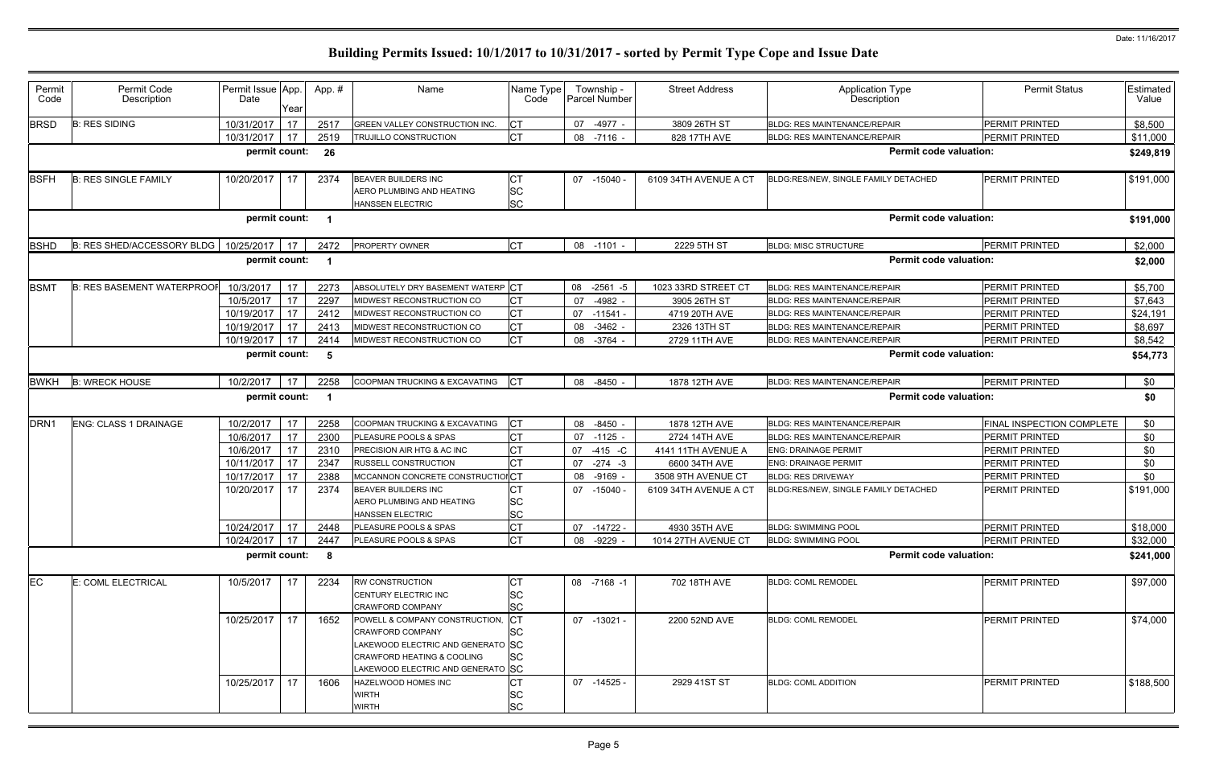# Building Permits Issued: 10/1/2017 to 10/31/2017 - sorted by Permit Type Cope and Issue Date

Date: 11/16/2017

| Permit Code | Permit Code Description | Permit Issue Date | App. Year | App. # | Name | Name Type Code | Township - Parcel Number | Street Address | Application Type Description | Permit Status | Estimated Value |
|---|---|---|---|---|---|---|---|---|---|---|---|
| BRSD | B: RES SIDING | 10/31/2017 | 17 | 2517 | GREEN VALLEY CONSTRUCTION INC. | CT | 07 -4977 - | 3809 26TH ST | BLDG: RES MAINTENANCE/REPAIR | PERMIT PRINTED | $8,500 |
| | | 10/31/2017 | 17 | 2519 | TRUJILLO CONSTRUCTION | CT | 08 -7116 - | 828 17TH AVE | BLDG: RES MAINTENANCE/REPAIR | PERMIT PRINTED | $11,000 |
| | | permit count: | | 26 | | | | | Permit code valuation: | | $249,819 |
| BSFH | B: RES SINGLE FAMILY | 10/20/2017 | 17 | 2374 | BEAVER BUILDERS INC<br>AERO PLUMBING AND HEATING<br>HANSSEN ELECTRIC | CT<br>SC<br>SC | 07 -15040 - | 6109 34TH AVENUE A CT | BLDG:RES/NEW, SINGLE FAMILY DETACHED | PERMIT PRINTED | $191,000 |
| | | permit count: | | 1 | | | | | Permit code valuation: | | $191,000 |
| BSHD | B: RES SHED/ACCESSORY BLDG | 10/25/2017 | 17 | 2472 | PROPERTY OWNER | CT | 08 -1101 - | 2229 5TH ST | BLDG: MISC STRUCTURE | PERMIT PRINTED | $2,000 |
| | | permit count: | | 1 | | | | | Permit code valuation: | | $2,000 |
| BSMT | B: RES BASEMENT WATERPROOF | 10/3/2017 | 17 | 2273 | ABSOLUTELY DRY BASEMENT WATERP | CT | 08 -2561 -5 | 1023 33RD STREET CT | BLDG: RES MAINTENANCE/REPAIR | PERMIT PRINTED | $5,700 |
| | | 10/5/2017 | 17 | 2297 | MIDWEST RECONSTRUCTION CO | CT | 07 -4982 - | 3905 26TH ST | BLDG: RES MAINTENANCE/REPAIR | PERMIT PRINTED | $7,643 |
| | | 10/19/2017 | 17 | 2412 | MIDWEST RECONSTRUCTION CO | CT | 07 -11541 - | 4719 20TH AVE | BLDG: RES MAINTENANCE/REPAIR | PERMIT PRINTED | $24,191 |
| | | 10/19/2017 | 17 | 2413 | MIDWEST RECONSTRUCTION CO | CT | 08 -3462 - | 2326 13TH ST | BLDG: RES MAINTENANCE/REPAIR | PERMIT PRINTED | $8,697 |
| | | 10/19/2017 | 17 | 2414 | MIDWEST RECONSTRUCTION CO | CT | 08 -3764 - | 2729 11TH AVE | BLDG: RES MAINTENANCE/REPAIR | PERMIT PRINTED | $8,542 |
| | | permit count: | | 5 | | | | | Permit code valuation: | | $54,773 |
| BWKH | B: WRECK HOUSE | 10/2/2017 | 17 | 2258 | COOPMAN TRUCKING & EXCAVATING | CT | 08 -8450 - | 1878 12TH AVE | BLDG: RES MAINTENANCE/REPAIR | PERMIT PRINTED | $0 |
| | | permit count: | | 1 | | | | | Permit code valuation: | | $0 |
| DRN1 | ENG: CLASS 1 DRAINAGE | 10/2/2017 | 17 | 2258 | COOPMAN TRUCKING & EXCAVATING | CT | 08 -8450 - | 1878 12TH AVE | BLDG: RES MAINTENANCE/REPAIR | FINAL INSPECTION COMPLETE | $0 |
| | | 10/6/2017 | 17 | 2300 | PLEASURE POOLS & SPAS | CT | 07 -1125 - | 2724 14TH AVE | BLDG: RES MAINTENANCE/REPAIR | PERMIT PRINTED | $0 |
| | | 10/6/2017 | 17 | 2310 | PRECISION AIR HTG & AC INC | CT | 07 -415 -C | 4141 11TH AVENUE A | ENG: DRAINAGE PERMIT | PERMIT PRINTED | $0 |
| | | 10/11/2017 | 17 | 2347 | RUSSELL CONSTRUCTION | CT | 07 -274 -3 | 6600 34TH AVE | ENG: DRAINAGE PERMIT | PERMIT PRINTED | $0 |
| | | 10/17/2017 | 17 | 2388 | MCCANNON CONCRETE CONSTRUCTIO | CT | 08 -9169 - | 3508 9TH AVENUE CT | BLDG: RES DRIVEWAY | PERMIT PRINTED | $0 |
| | | 10/20/2017 | 17 | 2374 | BEAVER BUILDERS INC<br>AERO PLUMBING AND HEATING<br>HANSSEN ELECTRIC | CT<br>SC<br>SC | 07 -15040 - | 6109 34TH AVENUE A CT | BLDG:RES/NEW, SINGLE FAMILY DETACHED | PERMIT PRINTED | $191,000 |
| | | 10/24/2017 | 17 | 2448 | PLEASURE POOLS & SPAS | CT | 07 -14722 - | 4930 35TH AVE | BLDG: SWIMMING POOL | PERMIT PRINTED | $18,000 |
| | | 10/24/2017 | 17 | 2447 | PLEASURE POOLS & SPAS | CT | 08 -9229 - | 1014 27TH AVENUE CT | BLDG: SWIMMING POOL | PERMIT PRINTED | $32,000 |
| | | permit count: | | 8 | | | | | Permit code valuation: | | $241,000 |
| EC | E: COML ELECTRICAL | 10/5/2017 | 17 | 2234 | RW CONSTRUCTION<br>CENTURY ELECTRIC INC<br>CRAWFORD COMPANY | CT<br>SC<br>SC | 08 -7168 -1 | 702 18TH AVE | BLDG: COML REMODEL | PERMIT PRINTED | $97,000 |
| | | 10/25/2017 | 17 | 1652 | POWELL & COMPANY CONSTRUCTION,<br>CRAWFORD COMPANY<br>LAKEWOOD ELECTRIC AND GENERATO<br>CRAWFORD HEATING & COOLING<br>LAKEWOOD ELECTRIC AND GENERATO | CT<br>SC<br>SC<br>SC<br>SC | 07 -13021 - | 2200 52ND AVE | BLDG: COML REMODEL | PERMIT PRINTED | $74,000 |
| | | 10/25/2017 | 17 | 1606 | HAZELWOOD HOMES INC<br>WIRTH<br>WIRTH | CT<br>SC<br>SC | 07 -14525 - | 2929 41ST ST | BLDG: COML ADDITION | PERMIT PRINTED | $188,500 |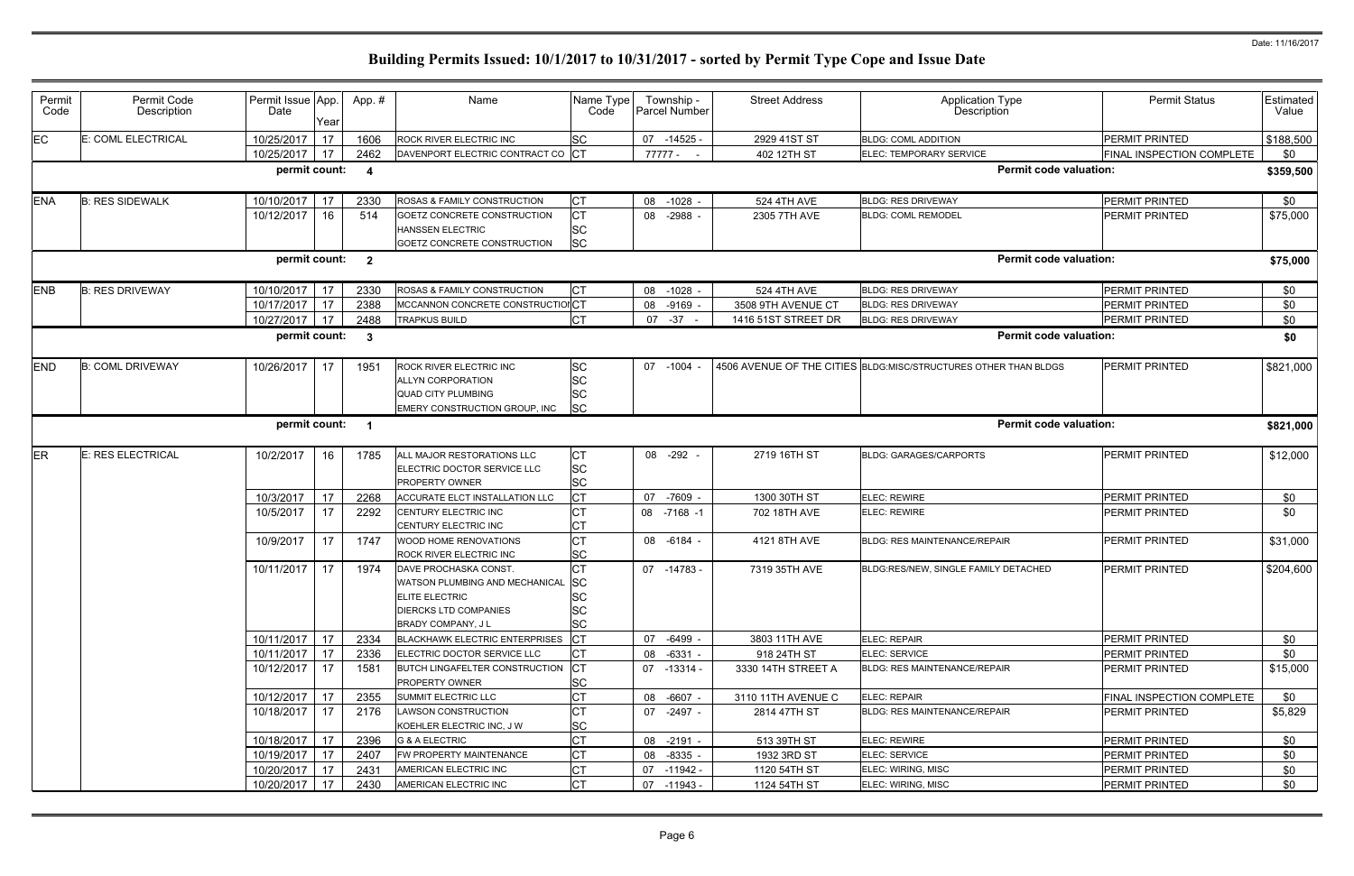# Building Permits Issued: 10/1/2017 to 10/31/2017 - sorted by Permit Type Cope and Issue Date

Date: 11/16/2017

| Permit Code | Permit Code Description | Permit Issue Date | App. Year | Appl. # | Name | Name Type Code | Township - Parcel Number | Street Address | Application Type Description | Permit Status | Estimated Value |
|---|---|---|---|---|---|---|---|---|---|---|---|
| EC | E: COML ELECTRICAL | 10/25/2017 | 17 | 1606 | ROCK RIVER ELECTRIC INC | SC | 07 -14525 - | 2929 41ST ST | BLDG: COML ADDITION | PERMIT PRINTED | $188,500 |
| | | 10/25/2017 | 17 | 2462 | DAVENPORT ELECTRIC CONTRACT CO | CT | 77777 - - | 402 12TH ST | ELEC: TEMPORARY SERVICE | FINAL INSPECTION COMPLETE | $0 |
| | | permit count: | | 4 | | | | | Permit code valuation: | | $359,500 |
| ENA | B: RES SIDEWALK | 10/10/2017 | 17 | 2330 | ROSAS & FAMILY CONSTRUCTION | CT | 08 -1028 - | 524 4TH AVE | BLDG: RES DRIVEWAY | PERMIT PRINTED | $0 |
| | | 10/12/2017 | 16 | 514 | GOETZ CONCRETE CONSTRUCTION<br>HANSSEN ELECTRIC<br>GOETZ CONCRETE CONSTRUCTION | CT<br>SC<br>SC | 08 -2988 - | 2305 7TH AVE | BLDG: COML REMODEL | PERMIT PRINTED | $75,000 |
| | | permit count: | | 2 | | | | | Permit code valuation: | | $75,000 |
| ENB | B: RES DRIVEWAY | 10/10/2017 | 17 | 2330 | ROSAS & FAMILY CONSTRUCTION | CT | 08 -1028 - | 524 4TH AVE | BLDG: RES DRIVEWAY | PERMIT PRINTED | $0 |
| | | 10/17/2017 | 17 | 2388 | MCCANNON CONCRETE CONSTRUCTIOI | CT | 08 -9169 - | 3508 9TH AVENUE CT | BLDG: RES DRIVEWAY | PERMIT PRINTED | $0 |
| | | 10/27/2017 | 17 | 2488 | TRAPKUS BUILD | CT | 07 -37 - | 1416 51ST STREET DR | BLDG: RES DRIVEWAY | PERMIT PRINTED | $0 |
| | | permit count: | | 3 | | | | | Permit code valuation: | | $0 |
| END | B: COML DRIVEWAY | 10/26/2017 | 17 | 1951 | ROCK RIVER ELECTRIC INC<br>ALLYN CORPORATION<br>QUAD CITY PLUMBING<br>EMERY CONSTRUCTION GROUP, INC | SC<br>SC<br>SC<br>SC | 07 -1004 - | 4506 AVENUE OF THE CITIES | BLDG:MISC/STRUCTURES OTHER THAN BLDGS | PERMIT PRINTED | $821,000 |
| | | permit count: | | 1 | | | | | Permit code valuation: | | $821,000 |
| ER | E: RES ELECTRICAL | 10/2/2017 | 16 | 1785 | ALL MAJOR RESTORATIONS LLC<br>ELECTRIC DOCTOR SERVICE LLC<br>PROPERTY OWNER | CT<br>SC<br>SC | 08 -292 - | 2719 16TH ST | BLDG: GARAGES/CARPORTS | PERMIT PRINTED | $12,000 |
| | | 10/3/2017 | 17 | 2268 | ACCURATE ELCT INSTALLATION LLC | CT | 07 -7609 - | 1300 30TH ST | ELEC: REWIRE | PERMIT PRINTED | $0 |
| | | 10/5/2017 | 17 | 2292 | CENTURY ELECTRIC INC<br>CENTURY ELECTRIC INC | CT<br>CT | 08 -7168 -1 | 702 18TH AVE | ELEC: REWIRE | PERMIT PRINTED | $0 |
| | | 10/9/2017 | 17 | 1747 | WOOD HOME RENOVATIONS<br>ROCK RIVER ELECTRIC INC | CT<br>SC | 08 -6184 - | 4121 8TH AVE | BLDG: RES MAINTENANCE/REPAIR | PERMIT PRINTED | $31,000 |
| | | 10/11/2017 | 17 | 1974 | DAVE PROCHASKA CONST.<br>WATSON PLUMBING AND MECHANICAL<br>ELITE ELECTRIC<br>DIERCKS LTD COMPANIES<br>BRADY COMPANY, J L | CT<br>SC<br>SC<br>SC<br>SC | 07 -14783 - | 7319 35TH AVE | BLDG:RES/NEW, SINGLE FAMILY DETACHED | PERMIT PRINTED | $204,600 |
| | | 10/11/2017 | 17 | 2334 | BLACKHAWK ELECTRIC ENTERPRISES | CT | 07 -6499 - | 3803 11TH AVE | ELEC: REPAIR | PERMIT PRINTED | $0 |
| | | 10/11/2017 | 17 | 2336 | ELECTRIC DOCTOR SERVICE LLC | CT | 08 -6331 - | 918 24TH ST | ELEC: SERVICE | PERMIT PRINTED | $0 |
| | | 10/12/2017 | 17 | 1581 | BUTCH LINGAFELTER CONSTRUCTION<br>PROPERTY OWNER | CT<br>SC | 07 -13314 - | 3330 14TH STREET A | BLDG: RES MAINTENANCE/REPAIR | PERMIT PRINTED | $15,000 |
| | | 10/12/2017 | 17 | 2355 | SUMMIT ELECTRIC LLC | CT | 08 -6607 - | 3110 11TH AVENUE C | ELEC: REPAIR | FINAL INSPECTION COMPLETE | $0 |
| | | 10/18/2017 | 17 | 2176 | LAWSON CONSTRUCTION<br>KOEHLER ELECTRIC INC, J W | CT<br>SC | 07 -2497 - | 2814 47TH ST | BLDG: RES MAINTENANCE/REPAIR | PERMIT PRINTED | $5,829 |
| | | 10/18/2017 | 17 | 2396 | G & A ELECTRIC | CT | 08 -2191 - | 513 39TH ST | ELEC: REWIRE | PERMIT PRINTED | $0 |
| | | 10/19/2017 | 17 | 2407 | FW PROPERTY MAINTENANCE | CT | 08 -8335 - | 1932 3RD ST | ELEC: SERVICE | PERMIT PRINTED | $0 |
| | | 10/20/2017 | 17 | 2431 | AMERICAN ELECTRIC INC | CT | 07 -11942 - | 1120 54TH ST | ELEC: WIRING, MISC | PERMIT PRINTED | $0 |
| | | 10/20/2017 | 17 | 2430 | AMERICAN ELECTRIC INC | CT | 07 -11943 - | 1124 54TH ST | ELEC: WIRING, MISC | PERMIT PRINTED | $0 |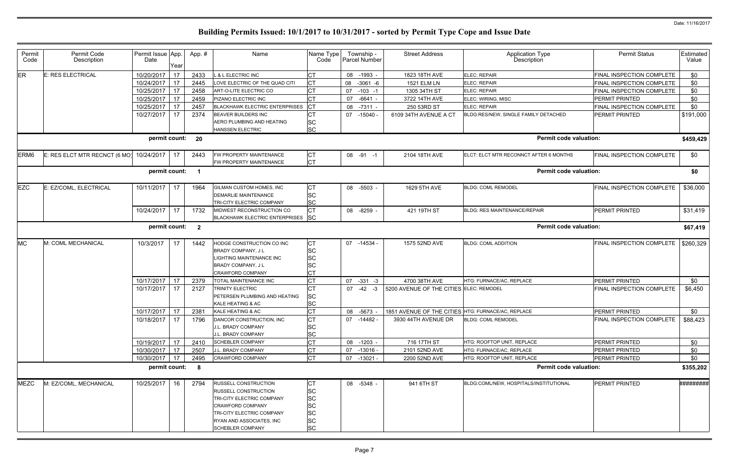Date: 11/16/2017

# Building Permits Issued: 10/1/2017 to 10/31/2017 - sorted by Permit Type Cope and Issue Date

| Permit Code | Permit Code Description | Permit Issue Date | App. Year | App. # | Name | Name Type Code | Township - Parcel Number | Street Address | Application Type Description | Permit Status | Estimated Value |
|---|---|---|---|---|---|---|---|---|---|---|---|
| ER | E: RES ELECTRICAL | 10/20/2017 | 17 | 2433 | L & L ELECTRIC INC | CT | 08 -1993 - | 1823 18TH AVE | ELEC: REPAIR | FINAL INSPECTION COMPLETE | $0 |
| | | 10/24/2017 | 17 | 2445 | LOVE ELECTRIC OF THE QUAD CITI | CT | 08 -3061 -6 | 1521 ELM LN | ELEC: REPAIR | FINAL INSPECTION COMPLETE | $0 |
| | | 10/25/2017 | 17 | 2458 | ART-O-LITE ELECTRIC CO | CT | 07 -103 -1 | 1305 34TH ST | ELEC: REPAIR | FINAL INSPECTION COMPLETE | $0 |
| | | 10/25/2017 | 17 | 2459 | PIZANO ELECTRIC INC | CT | 07 -6641 - | 3722 14TH AVE | ELEC: WIRING, MISC | PERMIT PRINTED | $0 |
| | | 10/25/2017 | 17 | 2457 | BLACKHAWK ELECTRIC ENTERPRISES | CT | 08 -7311 - | 250 53RD ST | ELEC: REPAIR | FINAL INSPECTION COMPLETE | $0 |
| | | 10/27/2017 | 17 | 2374 | BEAVER BUILDERS INC<br>AERO PLUMBING AND HEATING<br>HANSSEN ELECTRIC | CT<br>SC<br>SC | 07 -15040 - | 6109 34TH AVENUE A CT | BLDG:RES/NEW, SINGLE FAMILY DETACHED | PERMIT PRINTED | $191,000 |
| | | permit count: | | 20 | | | | | Permit code valuation: | | $459,429 |
| ERM6 | E: RES ELCT MTR RECNCT (6 MO) | 10/24/2017 | 17 | 2443 | FW PROPERTY MAINTENANCE<br>FW PROPERTY MAINTENANCE | CT<br>CT | 08 -91 -1 | 2104 18TH AVE | ELCT: ELCT MTR RECONNCT AFTER 6 MONTHS | FINAL INSPECTION COMPLETE | $0 |
| | | permit count: | | 1 | | | | | Permit code valuation: | | $0 |
| EZC | E: EZ/COML, ELECTRICAL | 10/11/2017 | 17 | 1964 | GILMAN CUSTOM HOMES, INC<br>DEMARLIE MAINTENANCE<br>TRI-CITY ELECTRIC COMPANY | CT<br>SC<br>SC | 08 -5503 - | 1629 5TH AVE | BLDG: COML REMODEL | FINAL INSPECTION COMPLETE | $36,000 |
| | | 10/24/2017 | 17 | 1732 | MIDWEST RECONSTRUCTION CO<br>BLACKHAWK ELECTRIC ENTERPRISES | CT<br>SC | 08 -8259 - | 421 19TH ST | BLDG: RES MAINTENANCE/REPAIR | PERMIT PRINTED | $31,419 |
| | | permit count: | | 2 | | | | | Permit code valuation: | | $67,419 |
| MC | M: COML MECHANICAL | 10/3/2017 | 17 | 1442 | HODGE CONSTRUCTION CO INC<br>BRADY COMPANY, J L<br>LIGHTING MAINTENANCE INC<br>BRADY COMPANY, J L<br>CRAWFORD COMPANY | CT<br>SC<br>SC<br>SC<br>CT | 07 -14534 - | 1575 52ND AVE | BLDG: COML ADDITION | FINAL INSPECTION COMPLETE | $260,329 |
| | | 10/17/2017 | 17 | 2379 | TOTAL MAINTENANCE INC | CT | 07 -331 -3 | 4700 38TH AVE | HTG: FURNACE/AC, REPLACE | PERMIT PRINTED | $0 |
| | | 10/17/2017 | 17 | 2127 | TRINITY ELECTRIC<br>PETERSEN PLUMBING AND HEATING<br>KALE HEATING & AC | CT<br>SC<br>SC | 07 -42 -3 | 5200 AVENUE OF THE CITIES | ELEC: REMODEL | FINAL INSPECTION COMPLETE | $6,450 |
| | | 10/17/2017 | 17 | 2381 | KALE HEATING & AC | CT | 08 -5673 - | 1851 AVENUE OF THE CITIES | HTG: FURNACE/AC, REPLACE | PERMIT PRINTED | $0 |
| | | 10/18/2017 | 17 | 1796 | DANCOR CONSTRUCTION, INC<br>J.L. BRADY COMPANY<br>J.L. BRADY COMPANY | CT<br>SC<br>SC | 07 -14482 - | 3930 44TH AVENUE DR | BLDG: COML REMODEL | FINAL INSPECTION COMPLETE | $88,423 |
| | | 10/19/2017 | 17 | 2410 | SCHEBLER COMPANY | CT | 08 -1203 - | 716 17TH ST | HTG: ROOFTOP UNIT, REPLACE | PERMIT PRINTED | $0 |
| | | 10/30/2017 | 17 | 2507 | J.L. BRADY COMPANY | CT | 07 -13016 - | 2101 52ND AVE | HTG: FURNACE/AC, REPLACE | PERMIT PRINTED | $0 |
| | | 10/30/2017 | 17 | 2495 | CRAWFORD COMPANY | CT | 07 -13021 - | 2200 52ND AVE | HTG: ROOFTOP UNIT, REPLACE | PERMIT PRINTED | $0 |
| | | permit count: | | 8 | | | | | Permit code valuation: | | $355,202 |
| MEZC | M: EZ/COML, MECHANICAL | 10/25/2017 | 16 | 2794 | RUSSELL CONSTRUCTION<br>RUSSELL CONSTRUCTION<br>TRI-CITY ELECTRIC COMPANY<br>CRAWFORD COMPANY<br>TRI-CITY ELECTRIC COMPANY<br>RYAN AND ASSOCIATES, INC<br>SCHEBLER COMPANY | CT<br>SC<br>SC<br>SC<br>SC<br>SC<br>SC | 08 -5348 - | 941 6TH ST | BLDG:COML/NEW, HOSPITALS/INSTITUTIONAL | PERMIT PRINTED | ######### |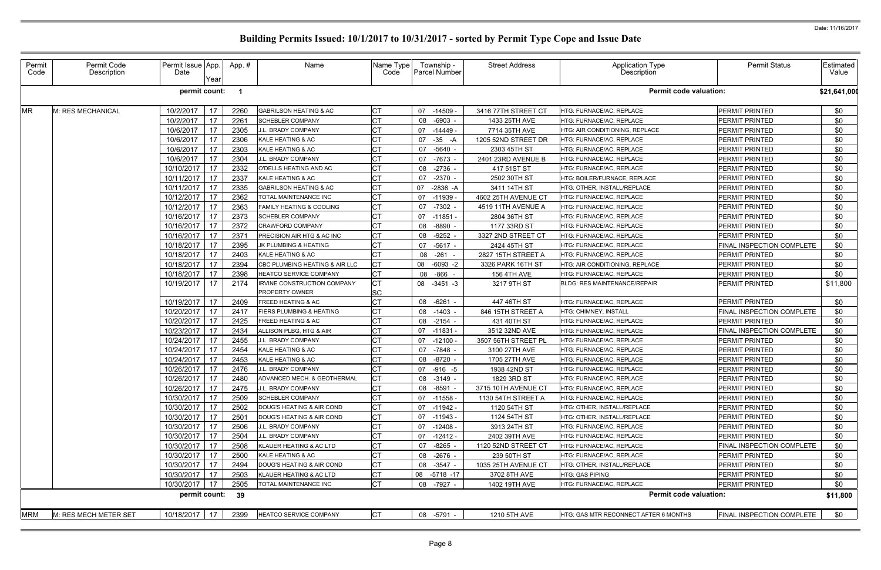# Building Permits Issued: 10/1/2017 to 10/31/2017 - sorted by Permit Type Cope and Issue Date

Date: 11/16/2017

| Permit Code | Permit Code Description | Permit Issue Date | App. Year | App. # | Name | Name Type Code | Township - Parcel Number | Street Address | Application Type Description | Permit Status | Estimated Value |
|---|---|---|---|---|---|---|---|---|---|---|---|
| | | permit count: | | 1 | | | | | Permit code valuation: | | $21,641,000 |
| MR | M: RES MECHANICAL | 10/2/2017 | 17 | 2260 | GABRILSON HEATING & AC | CT | 07 -14509 - | 3416 77TH STREET CT | HTG: FURNACE/AC, REPLACE | PERMIT PRINTED | $0 |
| | | 10/2/2017 | 17 | 2261 | SCHEBLER COMPANY | CT | 08 -6903 - | 1433 25TH AVE | HTG: FURNACE/AC, REPLACE | PERMIT PRINTED | $0 |
| | | 10/6/2017 | 17 | 2305 | J.L. BRADY COMPANY | CT | 07 -14449 - | 7714 35TH AVE | HTG: AIR CONDITIONING, REPLACE | PERMIT PRINTED | $0 |
| | | 10/6/2017 | 17 | 2306 | KALE HEATING & AC | CT | 07 -35 -A | 1205 52ND STREET DR | HTG: FURNACE/AC, REPLACE | PERMIT PRINTED | $0 |
| | | 10/6/2017 | 17 | 2303 | KALE HEATING & AC | CT | 07 -5640 - | 2303 45TH ST | HTG: FURNACE/AC, REPLACE | PERMIT PRINTED | $0 |
| | | 10/6/2017 | 17 | 2304 | J.L. BRADY COMPANY | CT | 07 -7673 - | 2401 23RD AVENUE B | HTG: FURNACE/AC, REPLACE | PERMIT PRINTED | $0 |
| | | 10/10/2017 | 17 | 2332 | O'DELLS HEATING AND AC | CT | 08 -2736 - | 417 51ST ST | HTG: FURNACE/AC, REPLACE | PERMIT PRINTED | $0 |
| | | 10/11/2017 | 17 | 2337 | KALE HEATING & AC | CT | 07 -2370 - | 2502 30TH ST | HTG: BOILER/FURNACE, REPLACE | PERMIT PRINTED | $0 |
| | | 10/11/2017 | 17 | 2335 | GABRILSON HEATING & AC | CT | 07 -2836 -A | 3411 14TH ST | HTG: OTHER, INSTALL/REPLACE | PERMIT PRINTED | $0 |
| | | 10/12/2017 | 17 | 2362 | TOTAL MAINTENANCE INC | CT | 07 -11939 - | 4602 25TH AVENUE CT | HTG: FURNACE/AC, REPLACE | PERMIT PRINTED | $0 |
| | | 10/12/2017 | 17 | 2363 | FAMILY HEATING & COOLING | CT | 07 -7302 - | 4519 11TH AVENUE A | HTG: FURNACE/AC, REPLACE | PERMIT PRINTED | $0 |
| | | 10/16/2017 | 17 | 2373 | SCHEBLER COMPANY | CT | 07 -11851 - | 2804 36TH ST | HTG: FURNACE/AC, REPLACE | PERMIT PRINTED | $0 |
| | | 10/16/2017 | 17 | 2372 | CRAWFORD COMPANY | CT | 08 -8890 - | 1177 33RD ST | HTG: FURNACE/AC, REPLACE | PERMIT PRINTED | $0 |
| | | 10/16/2017 | 17 | 2371 | PRECISION AIR HTG & AC INC | CT | 08 -9252 - | 3327 2ND STREET CT | HTG: FURNACE/AC, REPLACE | PERMIT PRINTED | $0 |
| | | 10/18/2017 | 17 | 2395 | JK PLUMBING & HEATING | CT | 07 -5617 - | 2424 45TH ST | HTG: FURNACE/AC, REPLACE | FINAL INSPECTION COMPLETE | $0 |
| | | 10/18/2017 | 17 | 2403 | KALE HEATING & AC | CT | 08 -261 - | 2827 15TH STREET A | HTG: FURNACE/AC, REPLACE | PERMIT PRINTED | $0 |
| | | 10/18/2017 | 17 | 2394 | CBC PLUMBING HEATING & AIR LLC | CT | 08 -6093 -2 | 3326 PARK 16TH ST | HTG: AIR CONDITIONING, REPLACE | PERMIT PRINTED | $0 |
| | | 10/18/2017 | 17 | 2398 | HEATCO SERVICE COMPANY | CT | 08 -866 - | 156 4TH AVE | HTG: FURNACE/AC, REPLACE | PERMIT PRINTED | $0 |
| | | 10/19/2017 | 17 | 2174 | IRVINE CONSTRUCTION COMPANY<br>PROPERTY OWNER | CT<br>SC | 08 -3451 -3 | 3217 9TH ST | BLDG: RES MAINTENANCE/REPAIR | PERMIT PRINTED | $11,800 |
| | | 10/19/2017 | 17 | 2409 | FREED HEATING & AC | CT | 08 -6261 - | 447 46TH ST | HTG: FURNACE/AC, REPLACE | PERMIT PRINTED | $0 |
| | | 10/20/2017 | 17 | 2417 | FIERS PLUMBING & HEATING | CT | 08 -1403 - | 846 15TH STREET A | HTG: CHIMNEY, INSTALL | FINAL INSPECTION COMPLETE | $0 |
| | | 10/20/2017 | 17 | 2425 | FREED HEATING & AC | CT | 08 -2154 - | 431 40TH ST | HTG: FURNACE/AC, REPLACE | PERMIT PRINTED | $0 |
| | | 10/23/2017 | 17 | 2434 | ALLISON PLBG, HTG & AIR | CT | 07 -11831 - | 3512 32ND AVE | HTG: FURNACE/AC, REPLACE | FINAL INSPECTION COMPLETE | $0 |
| | | 10/24/2017 | 17 | 2455 | J.L. BRADY COMPANY | CT | 07 -12100 - | 3507 56TH STREET PL | HTG: FURNACE/AC, REPLACE | PERMIT PRINTED | $0 |
| | | 10/24/2017 | 17 | 2454 | KALE HEATING & AC | CT | 07 -7848 - | 3100 27TH AVE | HTG: FURNACE/AC, REPLACE | PERMIT PRINTED | $0 |
| | | 10/24/2017 | 17 | 2453 | KALE HEATING & AC | CT | 08 -8720 - | 1705 27TH AVE | HTG: FURNACE/AC, REPLACE | PERMIT PRINTED | $0 |
| | | 10/26/2017 | 17 | 2476 | J.L. BRADY COMPANY | CT | 07 -916 -5 | 1938 42ND ST | HTG: FURNACE/AC, REPLACE | PERMIT PRINTED | $0 |
| | | 10/26/2017 | 17 | 2480 | ADVANCED MECH. & GEOTHERMAL | CT | 08 -3149 - | 1829 3RD ST | HTG: FURNACE/AC, REPLACE | PERMIT PRINTED | $0 |
| | | 10/26/2017 | 17 | 2475 | J.L. BRADY COMPANY | CT | 08 -8591 - | 3715 10TH AVENUE CT | HTG: FURNACE/AC, REPLACE | PERMIT PRINTED | $0 |
| | | 10/30/2017 | 17 | 2509 | SCHEBLER COMPANY | CT | 07 -11558 - | 1130 54TH STREET A | HTG: FURNACE/AC, REPLACE | PERMIT PRINTED | $0 |
| | | 10/30/2017 | 17 | 2502 | DOUG'S HEATING & AIR COND | CT | 07 -11942 - | 1120 54TH ST | HTG: OTHER, INSTALL/REPLACE | PERMIT PRINTED | $0 |
| | | 10/30/2017 | 17 | 2501 | DOUG'S HEATING & AIR COND | CT | 07 -11943 - | 1124 54TH ST | HTG: OTHER, INSTALL/REPLACE | PERMIT PRINTED | $0 |
| | | 10/30/2017 | 17 | 2506 | J.L. BRADY COMPANY | CT | 07 -12408 - | 3913 24TH ST | HTG: FURNACE/AC, REPLACE | PERMIT PRINTED | $0 |
| | | 10/30/2017 | 17 | 2504 | J.L. BRADY COMPANY | CT | 07 -12412 - | 2402 39TH AVE | HTG: FURNACE/AC, REPLACE | PERMIT PRINTED | $0 |
| | | 10/30/2017 | 17 | 2508 | KLAUER HEATING & AC LTD | CT | 07 -8265 - | 1120 52ND STREET CT | HTG: FURNACE/AC, REPLACE | FINAL INSPECTION COMPLETE | $0 |
| | | 10/30/2017 | 17 | 2500 | KALE HEATING & AC | CT | 08 -2676 - | 239 50TH ST | HTG: FURNACE/AC, REPLACE | PERMIT PRINTED | $0 |
| | | 10/30/2017 | 17 | 2494 | DOUG'S HEATING & AIR COND | CT | 08 -3547 - | 1035 25TH AVENUE CT | HTG: OTHER, INSTALL/REPLACE | PERMIT PRINTED | $0 |
| | | 10/30/2017 | 17 | 2503 | KLAUER HEATING & AC LTD | CT | 08 -5718 -17 | 3702 8TH AVE | HTG: GAS PIPING | PERMIT PRINTED | $0 |
| | | 10/30/2017 | 17 | 2505 | TOTAL MAINTENANCE INC | CT | 08 -7927 - | 1402 19TH AVE | HTG: FURNACE/AC, REPLACE | PERMIT PRINTED | $0 |
| | | permit count: | | 39 | | | | | Permit code valuation: | | $11,800 |
| MRM | M: RES MECH METER SET | 10/18/2017 | 17 | 2399 | HEATCO SERVICE COMPANY | CT | 08 -5791 - | 1210 5TH AVE | HTG: GAS MTR RECONNECT AFTER 6 MONTHS | FINAL INSPECTION COMPLETE | $0 |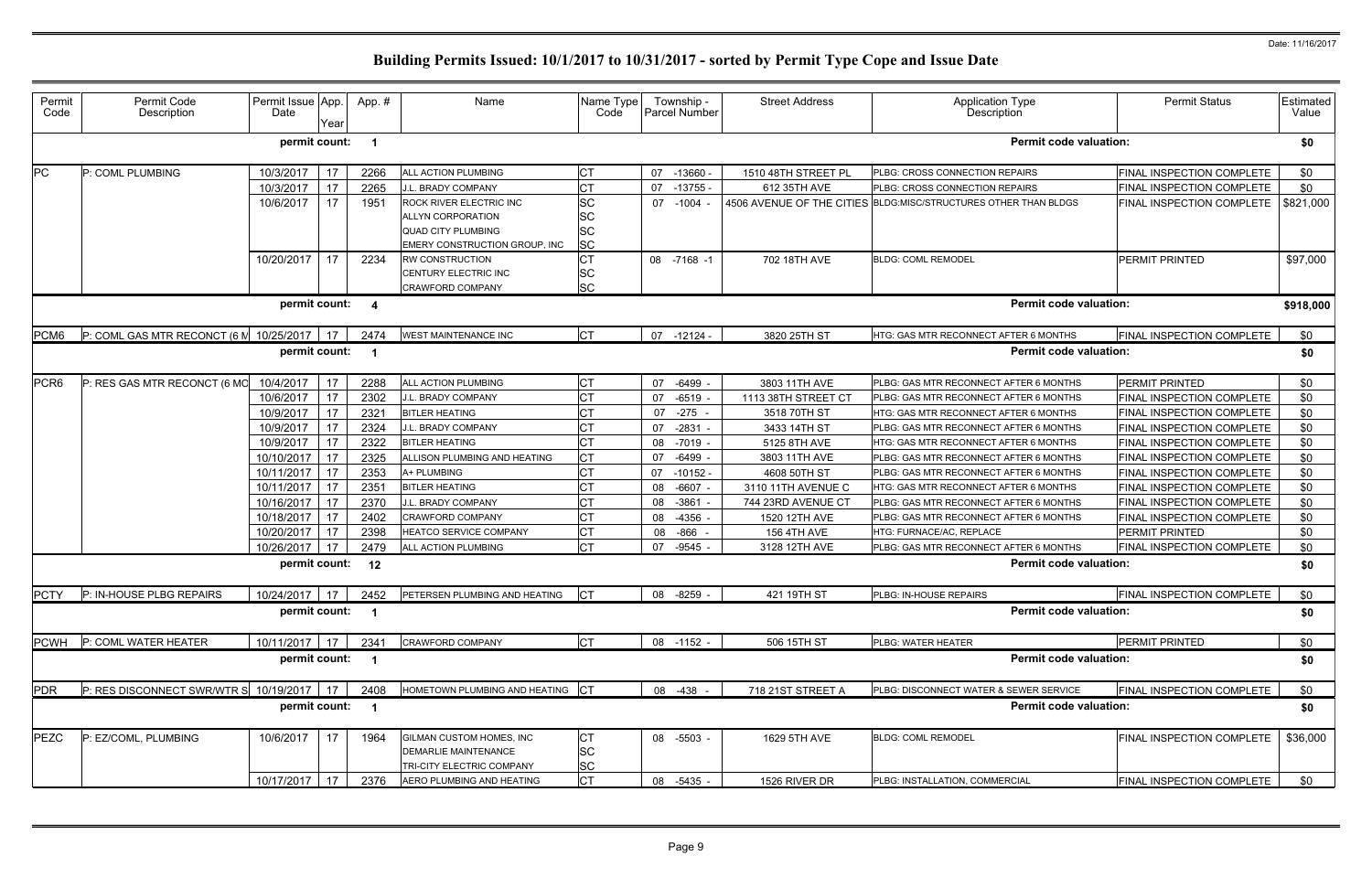Date: 11/16/2017

# Building Permits Issued: 10/1/2017 to 10/31/2017 - sorted by Permit Type Cope and Issue Date

| Permit Code | Permit Code Description | Permit Issue Date | App. Year | App. # | Name | Name Type Code | Township - Parcel Number | Street Address | Application Type Description | Permit Status | Estimated Value |
|---|---|---|---|---|---|---|---|---|---|---|---|
| | | **permit count:** | | **1** | | | | | **Permit code valuation:** | | **$0** |
| PC | P: COML PLUMBING | 10/3/2017 | 17 | 2266 | ALL ACTION PLUMBING | CT | 07 -13660 - | 1510 48TH STREET PL | PLBG: CROSS CONNECTION REPAIRS | FINAL INSPECTION COMPLETE | $0 |
| | | 10/3/2017 | 17 | 2265 | J.L. BRADY COMPANY | CT | 07 -13755 - | 612 35TH AVE | PLBG: CROSS CONNECTION REPAIRS | FINAL INSPECTION COMPLETE | $0 |
| | | 10/6/2017 | 17 | 1951 | ROCK RIVER ELECTRIC INC | SC | 07 -1004 - | 4506 AVENUE OF THE CITIES | BLDG:MISC/STRUCTURES OTHER THAN BLDGS | FINAL INSPECTION COMPLETE | $821,000 |
| | | | | | ALLYN CORPORATION | SC | | | | | |
| | | | | | QUAD CITY PLUMBING | SC | | | | | |
| | | | | | EMERY CONSTRUCTION GROUP, INC | SC | | | | | |
| | | 10/20/2017 | 17 | 2234 | RW CONSTRUCTION | CT | 08 -7168 -1 | 702 18TH AVE | BLDG: COML REMODEL | PERMIT PRINTED | $97,000 |
| | | | | | CENTURY ELECTRIC INC | SC | | | | | |
| | | | | | CRAWFORD COMPANY | SC | | | | | |
| | | **permit count:** | | **4** | | | | | **Permit code valuation:** | | **$918,000** |
| PCM6 | P: COML GAS MTR RECONCT (6 M | 10/25/2017 | 17 | 2474 | WEST MAINTENANCE INC | CT | 07 -12124 - | 3820 25TH ST | HTG: GAS MTR RECONNECT AFTER 6 MONTHS | FINAL INSPECTION COMPLETE | $0 |
| | | **permit count:** | | **1** | | | | | **Permit code valuation:** | | **$0** |
| PCR6 | P: RES GAS MTR RECONCT (6 MO | 10/4/2017 | 17 | 2288 | ALL ACTION PLUMBING | CT | 07 -6499 - | 3803 11TH AVE | PLBG: GAS MTR RECONNECT AFTER 6 MONTHS | PERMIT PRINTED | $0 |
| | | 10/6/2017 | 17 | 2302 | J.L. BRADY COMPANY | CT | 07 -6519 - | 1113 38TH STREET CT | PLBG: GAS MTR RECONNECT AFTER 6 MONTHS | FINAL INSPECTION COMPLETE | $0 |
| | | 10/9/2017 | 17 | 2321 | BITLER HEATING | CT | 07 -275 - | 3518 70TH ST | HTG: GAS MTR RECONNECT AFTER 6 MONTHS | FINAL INSPECTION COMPLETE | $0 |
| | | 10/9/2017 | 17 | 2324 | J.L. BRADY COMPANY | CT | 07 -2831 - | 3433 14TH ST | PLBG: GAS MTR RECONNECT AFTER 6 MONTHS | FINAL INSPECTION COMPLETE | $0 |
| | | 10/9/2017 | 17 | 2322 | BITLER HEATING | CT | 08 -7019 - | 5125 8TH AVE | HTG: GAS MTR RECONNECT AFTER 6 MONTHS | FINAL INSPECTION COMPLETE | $0 |
| | | 10/10/2017 | 17 | 2325 | ALLISON PLUMBING AND HEATING | CT | 07 -6499 - | 3803 11TH AVE | PLBG: GAS MTR RECONNECT AFTER 6 MONTHS | FINAL INSPECTION COMPLETE | $0 |
| | | 10/11/2017 | 17 | 2353 | A+ PLUMBING | CT | 07 -10152 - | 4608 50TH ST | PLBG: GAS MTR RECONNECT AFTER 6 MONTHS | FINAL INSPECTION COMPLETE | $0 |
| | | 10/11/2017 | 17 | 2351 | BITLER HEATING | CT | 08 -6607 - | 3110 11TH AVENUE C | HTG: GAS MTR RECONNECT AFTER 6 MONTHS | FINAL INSPECTION COMPLETE | $0 |
| | | 10/16/2017 | 17 | 2370 | J.L. BRADY COMPANY | CT | 08 -3861 - | 744 23RD AVENUE CT | PLBG: GAS MTR RECONNECT AFTER 6 MONTHS | FINAL INSPECTION COMPLETE | $0 |
| | | 10/18/2017 | 17 | 2402 | CRAWFORD COMPANY | CT | 08 -4356 - | 1520 12TH AVE | PLBG: GAS MTR RECONNECT AFTER 6 MONTHS | FINAL INSPECTION COMPLETE | $0 |
| | | 10/20/2017 | 17 | 2398 | HEATCO SERVICE COMPANY | CT | 08 -866 - | 156 4TH AVE | HTG: FURNACE/AC, REPLACE | PERMIT PRINTED | $0 |
| | | 10/26/2017 | 17 | 2479 | ALL ACTION PLUMBING | CT | 07 -9545 - | 3128 12TH AVE | PLBG: GAS MTR RECONNECT AFTER 6 MONTHS | FINAL INSPECTION COMPLETE | $0 |
| | | **permit count:** | | **12** | | | | | **Permit code valuation:** | | **$0** |
| PCTY | P: IN-HOUSE PLBG REPAIRS | 10/24/2017 | 17 | 2452 | PETERSEN PLUMBING AND HEATING | CT | 08 -8259 - | 421 19TH ST | PLBG: IN-HOUSE REPAIRS | FINAL INSPECTION COMPLETE | $0 |
| | | **permit count:** | | **1** | | | | | **Permit code valuation:** | | **$0** |
| PCWH | P: COML WATER HEATER | 10/11/2017 | 17 | 2341 | CRAWFORD COMPANY | CT | 08 -1152 - | 506 15TH ST | PLBG: WATER HEATER | PERMIT PRINTED | $0 |
| | | **permit count:** | | **1** | | | | | **Permit code valuation:** | | **$0** |
| PDR | P: RES DISCONNECT SWR/WTR S | 10/19/2017 | 17 | 2408 | HOMETOWN PLUMBING AND HEATING | CT | 08 -438 - | 718 21ST STREET A | PLBG: DISCONNECT WATER & SEWER SERVICE | FINAL INSPECTION COMPLETE | $0 |
| | | **permit count:** | | **1** | | | | | **Permit code valuation:** | | **$0** |
| PEZC | P: EZ/COML, PLUMBING | 10/6/2017 | 17 | 1964 | GILMAN CUSTOM HOMES, INC | CT | 08 -5503 - | 1629 5TH AVE | BLDG: COML REMODEL | FINAL INSPECTION COMPLETE | $36,000 |
| | | | | | DEMARLIE MAINTENANCE | SC | | | | | |
| | | | | | TRI-CITY ELECTRIC COMPANY | SC | | | | | |
| | | 10/17/2017 | 17 | 2376 | AERO PLUMBING AND HEATING | CT | 08 -5435 - | 1526 RIVER DR | PLBG: INSTALLATION, COMMERCIAL | FINAL INSPECTION COMPLETE | $0 |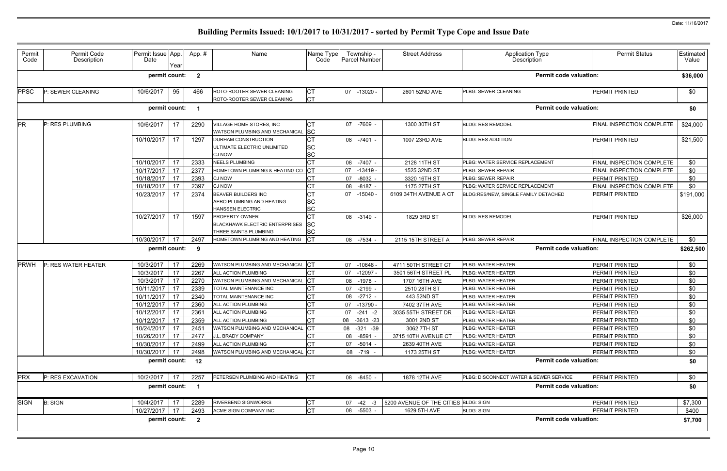# Building Permits Issued: 10/1/2017 to 10/31/2017 - sorted by Permit Type Cope and Issue Date

| Permit Code | Permit Code Description | Permit Issue Date | App. Year | App. # | Name | Name Type Code | Township - Parcel Number | Street Address | Application Type Description | Permit Status | Estimated Value |
|---|---|---|---|---|---|---|---|---|---|---|---|
| | | permit count: | | 2 | | | | | Permit code valuation: | | $36,000 |
| PPSC | P: SEWER CLEANING | 10/6/2017 | 95 | 466 | ROTO-ROOTER SEWER CLEANING<br>ROTO-ROOTER SEWER CLEANING | CT<br>CT | 07 -13020 - | 2601 52ND AVE | PLBG: SEWER CLEANING | PERMIT PRINTED | $0 |
| | | permit count: | | 1 | | | | | Permit code valuation: | | $0 |
| PR | P: RES PLUMBING | 10/6/2017 | 17 | 2290 | VILLAGE HOME STORES, INC<br>WATSON PLUMBING AND MECHANICAL | CT<br>SC | 07 -7609 - | 1300 30TH ST | BLDG: RES REMODEL | FINAL INSPECTION COMPLETE | $24,000 |
| | | 10/10/2017 | 17 | 1297 | DURHAM CONSTRUCTION<br>ULTIMATE ELECTRIC UNLIMITED<br>CJ NOW | CT<br>SC<br>SC | 08 -7401 - | 1007 23RD AVE | BLDG: RES ADDITION | PERMIT PRINTED | $21,500 |
| | | 10/10/2017 | 17 | 2333 | NEELS PLUMBING | CT | 08 -7407 - | 2128 11TH ST | PLBG: WATER SERVICE REPLACEMENT | FINAL INSPECTION COMPLETE | $0 |
| | | 10/17/2017 | 17 | 2377 | HOMETOWN PLUMBING & HEATING CO | CT | 07 -13419 - | 1525 32ND ST | PLBG: SEWER REPAIR | FINAL INSPECTION COMPLETE | $0 |
| | | 10/18/2017 | 17 | 2393 | CJ NOW | CT | 07 -8032 - | 3320 16TH ST | PLBG: SEWER REPAIR | PERMIT PRINTED | $0 |
| | | 10/18/2017 | 17 | 2397 | CJ NOW | CT | 08 -8187 - | 1175 27TH ST | PLBG: WATER SERVICE REPLACEMENT | FINAL INSPECTION COMPLETE | $0 |
| | | 10/23/2017 | 17 | 2374 | BEAVER BUILDERS INC<br>AERO PLUMBING AND HEATING<br>HANSSEN ELECTRIC | CT<br>SC<br>SC | 07 -15040 - | 6109 34TH AVENUE A CT | BLDG:RES/NEW, SINGLE FAMILY DETACHED | PERMIT PRINTED | $191,000 |
| | | 10/27/2017 | 17 | 1597 | PROPERTY OWNER<br>BLACKHAWK ELECTRIC ENTERPRISES<br>THREE SAINTS PLUMBING | CT<br>SC<br>SC | 08 -3149 - | 1829 3RD ST | BLDG: RES REMODEL | PERMIT PRINTED | $26,000 |
| | | 10/30/2017 | 17 | 2497 | HOMETOWN PLUMBING AND HEATING | CT | 08 -7534 - | 2115 15TH STREET A | PLBG: SEWER REPAIR | FINAL INSPECTION COMPLETE | $0 |
| | | permit count: | | 9 | | | | | Permit code valuation: | | $262,500 |
| PRWH | P: RES WATER HEATER | 10/3/2017 | 17 | 2269 | WATSON PLUMBING AND MECHANICAL | CT | 07 -10648 - | 4711 50TH STREET CT | PLBG: WATER HEATER | PERMIT PRINTED | $0 |
| | | 10/3/2017 | 17 | 2267 | ALL ACTION PLUMBING | CT | 07 -12097 - | 3501 56TH STREET PL | PLBG: WATER HEATER | PERMIT PRINTED | $0 |
| | | 10/3/2017 | 17 | 2270 | WATSON PLUMBING AND MECHANICAL | CT | 08 -1978 - | 1707 16TH AVE | PLBG: WATER HEATER | PERMIT PRINTED | $0 |
| | | 10/11/2017 | 17 | 2339 | TOTAL MAINTENANCE INC | CT | 07 -2199 - | 2510 28TH ST | PLBG: WATER HEATER | PERMIT PRINTED | $0 |
| | | 10/11/2017 | 17 | 2340 | TOTAL MAINTENANCE INC | CT | 08 -2712 - | 443 52ND ST | PLBG: WATER HEATER | PERMIT PRINTED | $0 |
| | | 10/12/2017 | 17 | 2360 | ALL ACTION PLUMBING | CT | 07 -13790 - | 7402 37TH AVE | PLBG: WATER HEATER | PERMIT PRINTED | $0 |
| | | 10/12/2017 | 17 | 2361 | ALL ACTION PLUMBING | CT | 07 -241 -2 | 3035 55TH STREET DR | PLBG: WATER HEATER | PERMIT PRINTED | $0 |
| | | 10/12/2017 | 17 | 2359 | ALL ACTION PLUMBING | CT | 08 -3613 -23 | 3001 2ND ST | PLBG: WATER HEATER | PERMIT PRINTED | $0 |
| | | 10/24/2017 | 17 | 2451 | WATSON PLUMBING AND MECHANICAL | CT | 08 -321 -39 | 3062 7TH ST | PLBG: WATER HEATER | PERMIT PRINTED | $0 |
| | | 10/26/2017 | 17 | 2477 | J.L. BRADY COMPANY | CT | 08 -8591 - | 3715 10TH AVENUE CT | PLBG: WATER HEATER | PERMIT PRINTED | $0 |
| | | 10/30/2017 | 17 | 2499 | ALL ACTION PLUMBING | CT | 07 -5014 - | 2639 40TH AVE | PLBG: WATER HEATER | PERMIT PRINTED | $0 |
| | | 10/30/2017 | 17 | 2498 | WATSON PLUMBING AND MECHANICAL | CT | 08 -719 - | 1173 25TH ST | PLBG: WATER HEATER | PERMIT PRINTED | $0 |
| | | permit count: | | 12 | | | | | Permit code valuation: | | $0 |
| PRX | P: RES EXCAVATION | 10/2/2017 | 17 | 2257 | PETERSEN PLUMBING AND HEATING | CT | 08 -8450 - | 1878 12TH AVE | PLBG: DISCONNECT WATER & SEWER SERVICE | PERMIT PRINTED | $0 |
| | | permit count: | | 1 | | | | | Permit code valuation: | | $0 |
| SIGN | B: SIGN | 10/4/2017 | 17 | 2289 | RIVERBEND SIGNWORKS | CT | 07 -42 -3 | 5200 AVENUE OF THE CITIES | BLDG: SIGN | PERMIT PRINTED | $7,300 |
| | | 10/27/2017 | 17 | 2493 | ACME SIGN COMPANY INC | CT | 08 -5503 - | 1629 5TH AVE | BLDG: SIGN | PERMIT PRINTED | $400 |
| | | permit count: | | 2 | | | | | Permit code valuation: | | $7,700 |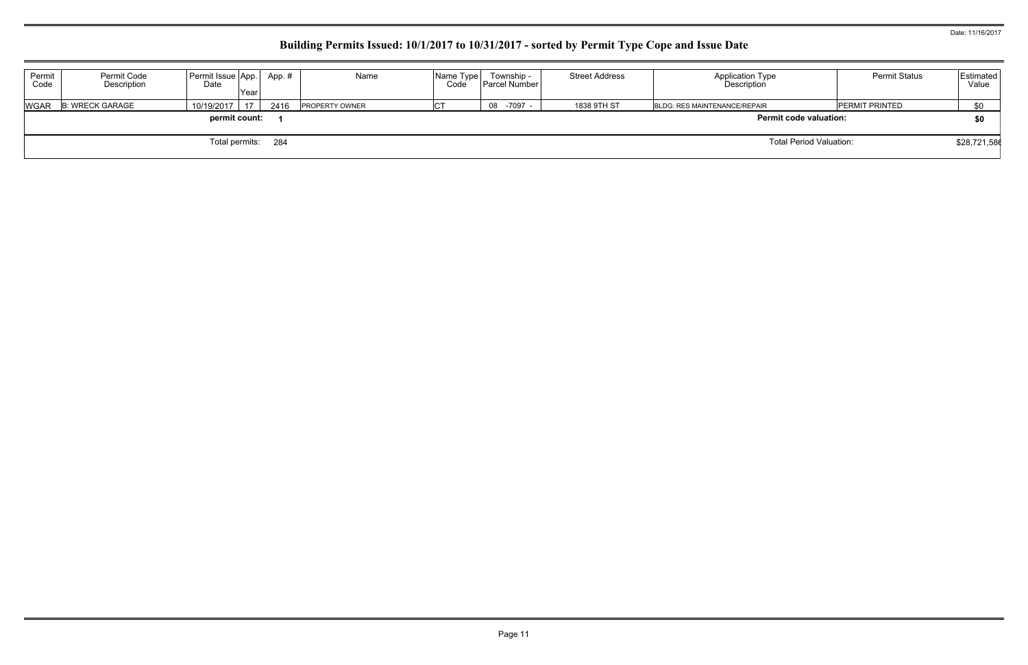Date: 11/16/2017

# Building Permits Issued: 10/1/2017 to 10/31/2017 - sorted by Permit Type Cope and Issue Date

| Permit Code | Permit Code Description | Permit Issue Date | App. Year | App. # | Name | Name Type Code | Township - Parcel Number | Street Address | Application Type Description | Permit Status | Estimated Value |
|---|---|---|---|---|---|---|---|---|---|---|---|
| WGAR | B: WRECK GARAGE | 10/19/2017 | 17 | 2416 | PROPERTY OWNER | CT | 08 -7097 - | 1838 9TH ST | BLDG: RES MAINTENANCE/REPAIR | PERMIT PRINTED | $0 |
| | | **permit count:** | | **1** | | | | | **Permit code valuation:** | | **$0** |
| | | Total permits: | | 284 | | | | | Total Period Valuation: | | $28,721,586 |